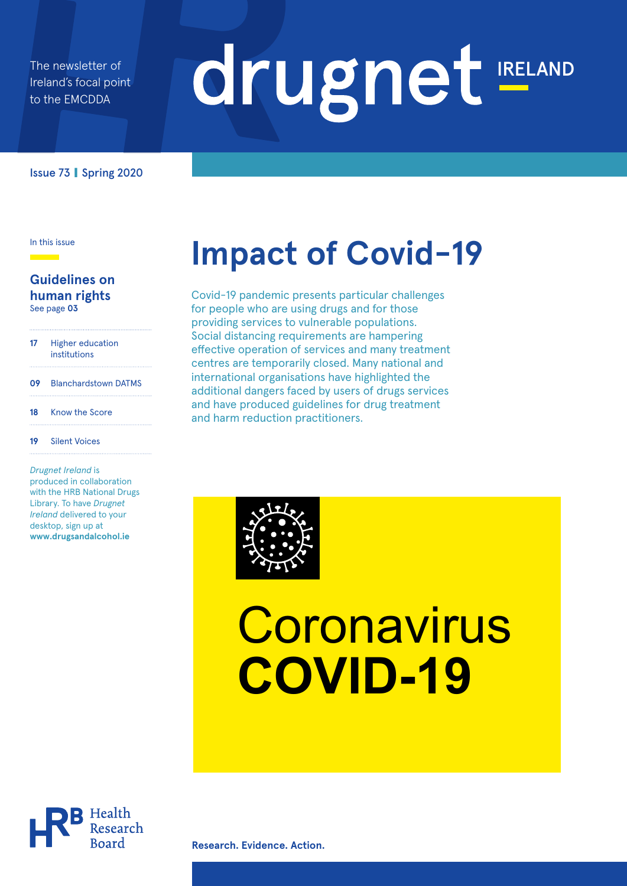The newsletter of Ireland's focal point to the EMCDDA

# drugnet IRELAND

Issue 73 | Spring 2020

In this issue

**Guidelines on human rights**
See page **03**

**17** Higher education institutions

**09** Blanchardstown DATMS

**18** Know the Score

**19** Silent Voices

*Drugnet Ireland* is produced in collaboration with the HRB National Drugs Library. To have *Drugnet Ireland* delivered to your desktop, sign up at **www.drugsandalcohol.ie**

# Impact of Covid-19

Covid-19 pandemic presents particular challenges for people who are using drugs and for those providing services to vulnerable populations. Social distancing requirements are hampering effective operation of services and many treatment centres are temporarily closed. Many national and international organisations have highlighted the additional dangers faced by users of drugs services and have produced guidelines for drug treatment and harm reduction practitioners.

Coronavirus
**COVID-19**

Health Research Board

**Research. Evidence. Action.**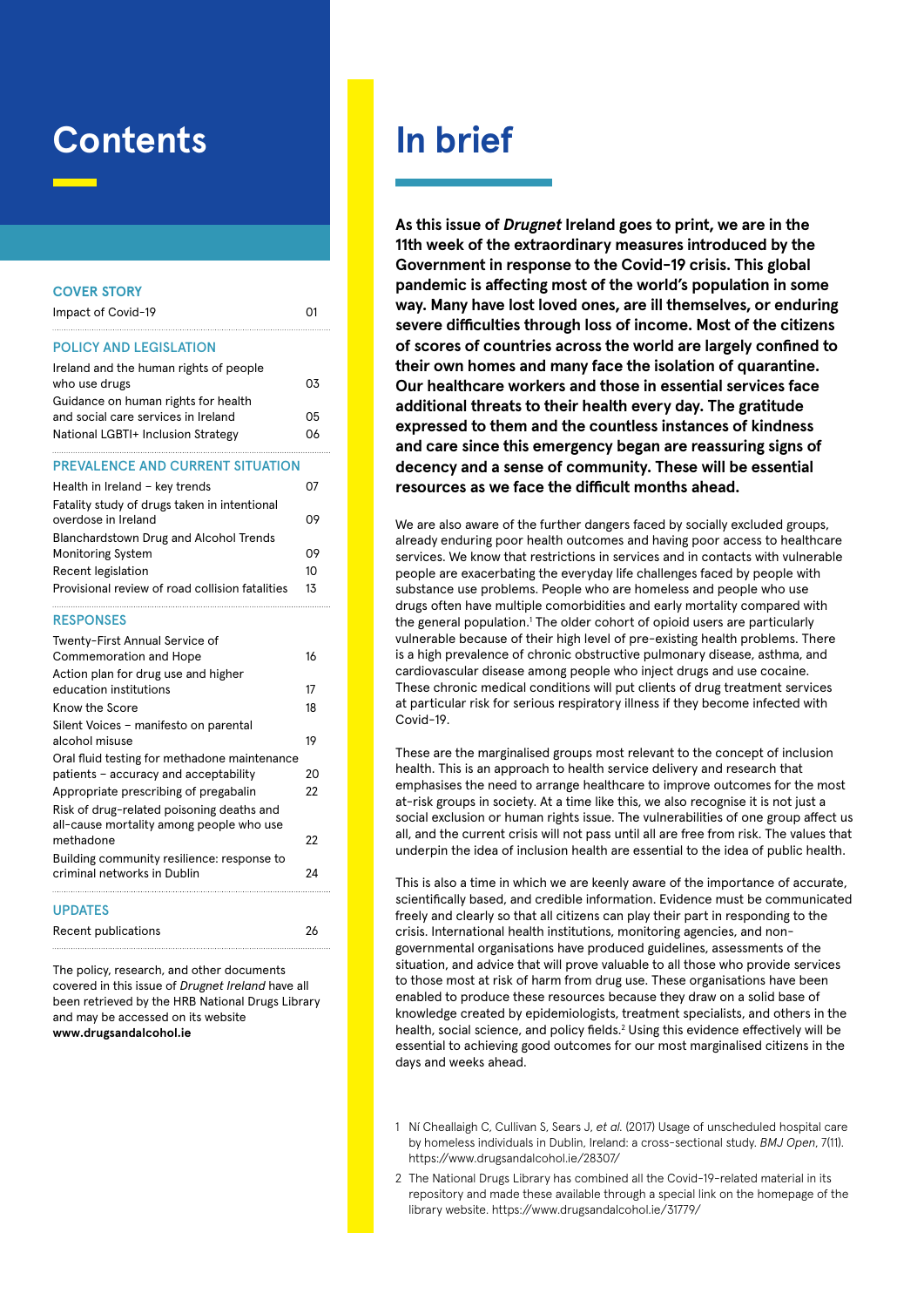# Contents

**COVER STORY**

| | |
|---|---|
| Impact of Covid-19 | 01 |

**POLICY AND LEGISLATION**

| | |
|---|---|
| Ireland and the human rights of people who use drugs | 03 |
| Guidance on human rights for health and social care services in Ireland | 05 |
| National LGBTI+ Inclusion Strategy | 06 |

**PREVALENCE AND CURRENT SITUATION**

| | |
|---|---|
| Health in Ireland – key trends | 07 |
| Fatality study of drugs taken in intentional overdose in Ireland | 09 |
| Blanchardstown Drug and Alcohol Trends Monitoring System | 09 |
| Recent legislation | 10 |
| Provisional review of road collision fatalities | 13 |

**RESPONSES**

| | |
|---|---|
| Twenty-First Annual Service of Commemoration and Hope | 16 |
| Action plan for drug use and higher education institutions | 17 |
| Know the Score | 18 |
| Silent Voices – manifesto on parental alcohol misuse | 19 |
| Oral fluid testing for methadone maintenance patients – accuracy and acceptability | 20 |
| Appropriate prescribing of pregabalin | 22 |
| Risk of drug-related poisoning deaths and all-cause mortality among people who use methadone | 22 |
| Building community resilience: response to criminal networks in Dublin | 24 |

**UPDATES**

| | |
|---|---|
| Recent publications | 26 |

The policy, research, and other documents covered in this issue of *Drugnet Ireland* have all been retrieved by the HRB National Drugs Library and may be accessed on its website **www.drugsandalcohol.ie**

# In brief

**As this issue of *Drugnet* Ireland goes to print, we are in the 11th week of the extraordinary measures introduced by the Government in response to the Covid-19 crisis. This global pandemic is affecting most of the world's population in some way. Many have lost loved ones, are ill themselves, or enduring severe difficulties through loss of income. Most of the citizens of scores of countries across the world are largely confined to their own homes and many face the isolation of quarantine. Our healthcare workers and those in essential services face additional threats to their health every day. The gratitude expressed to them and the countless instances of kindness and care since this emergency began are reassuring signs of decency and a sense of community. These will be essential resources as we face the difficult months ahead.**

We are also aware of the further dangers faced by socially excluded groups, already enduring poor health outcomes and having poor access to healthcare services. We know that restrictions in services and in contacts with vulnerable people are exacerbating the everyday life challenges faced by people with substance use problems. People who are homeless and people who use drugs often have multiple comorbidities and early mortality compared with the general population.[1] The older cohort of opioid users are particularly vulnerable because of their high level of pre-existing health problems. There is a high prevalence of chronic obstructive pulmonary disease, asthma, and cardiovascular disease among people who inject drugs and use cocaine. These chronic medical conditions will put clients of drug treatment services at particular risk for serious respiratory illness if they become infected with Covid-19.

These are the marginalised groups most relevant to the concept of inclusion health. This is an approach to health service delivery and research that emphasises the need to arrange healthcare to improve outcomes for the most at-risk groups in society. At a time like this, we also recognise it is not just a social exclusion or human rights issue. The vulnerabilities of one group affect us all, and the current crisis will not pass until all are free from risk. The values that underpin the idea of inclusion health are essential to the idea of public health.

This is also a time in which we are keenly aware of the importance of accurate, scientifically based, and credible information. Evidence must be communicated freely and clearly so that all citizens can play their part in responding to the crisis. International health institutions, monitoring agencies, and non-governmental organisations have produced guidelines, assessments of the situation, and advice that will prove valuable to all those who provide services to those most at risk of harm from drug use. These organisations have been enabled to produce these resources because they draw on a solid base of knowledge created by epidemiologists, treatment specialists, and others in the health, social science, and policy fields.[2] Using this evidence effectively will be essential to achieving good outcomes for our most marginalised citizens in the days and weeks ahead.

1 Ní Cheallaigh C, Cullivan S, Sears J, *et al.* (2017) Usage of unscheduled hospital care by homeless individuals in Dublin, Ireland: a cross-sectional study. *BMJ Open*, 7(11). https://www.drugsandalcohol.ie/28307/

2 The National Drugs Library has combined all the Covid-19-related material in its repository and made these available through a special link on the homepage of the library website. https://www.drugsandalcohol.ie/31779/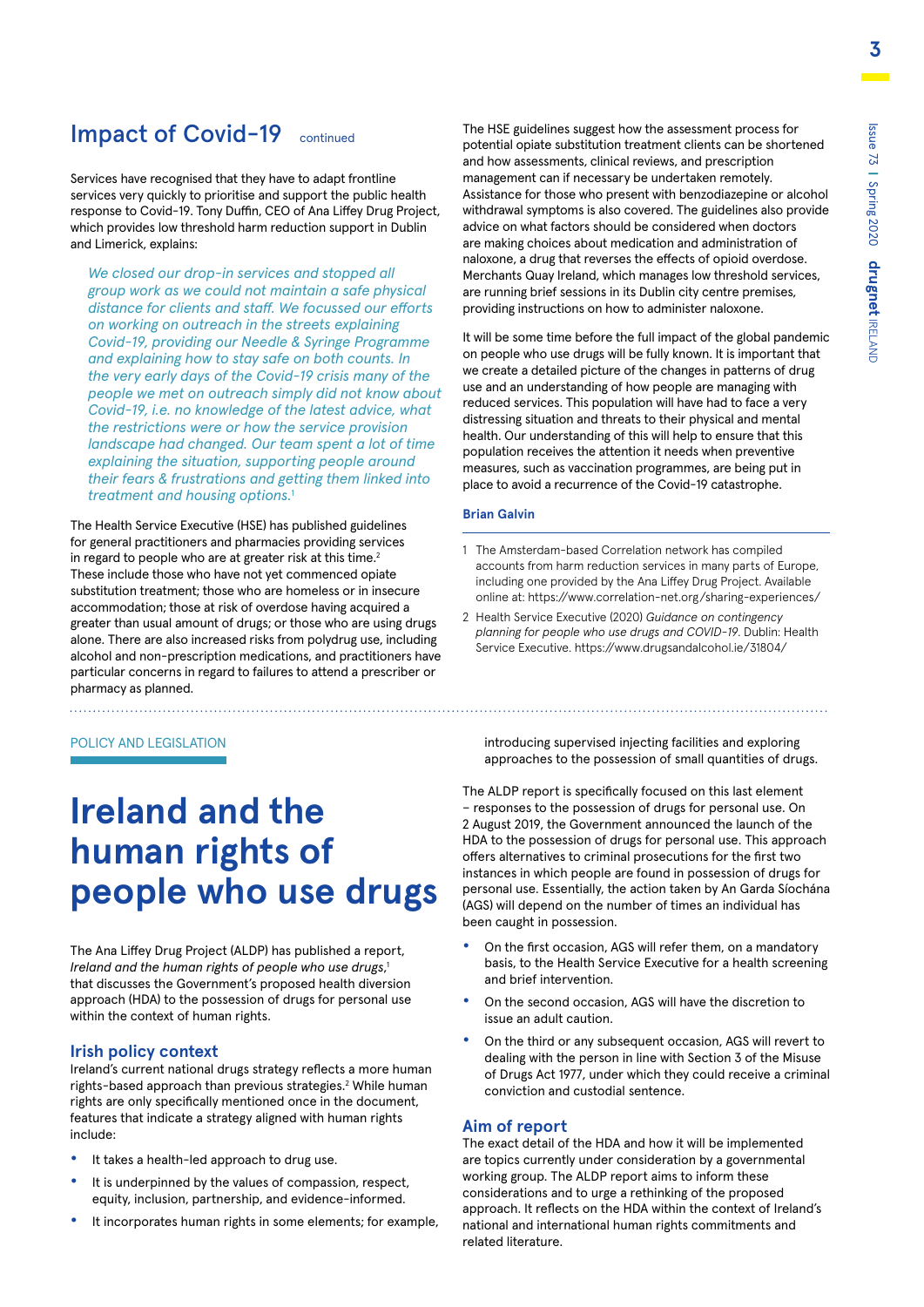## Impact of Covid-19 continued

Services have recognised that they have to adapt frontline services very quickly to prioritise and support the public health response to Covid-19. Tony Duffin, CEO of Ana Liffey Drug Project, which provides low threshold harm reduction support in Dublin and Limerick, explains:

> *We closed our drop-in services and stopped all group work as we could not maintain a safe physical distance for clients and staff. We focussed our efforts on working on outreach in the streets explaining Covid-19, providing our Needle & Syringe Programme and explaining how to stay safe on both counts. In the very early days of the Covid-19 crisis many of the people we met on outreach simply did not know about Covid-19, i.e. no knowledge of the latest advice, what the restrictions were or how the service provision landscape had changed. Our team spent a lot of time explaining the situation, supporting people around their fears & frustrations and getting them linked into treatment and housing options.*[1]

The Health Service Executive (HSE) has published guidelines for general practitioners and pharmacies providing services in regard to people who are at greater risk at this time.[2] These include those who have not yet commenced opiate substitution treatment; those who are homeless or in insecure accommodation; those at risk of overdose having acquired a greater than usual amount of drugs; or those who are using drugs alone. There are also increased risks from polydrug use, including alcohol and non-prescription medications, and practitioners have particular concerns in regard to failures to attend a prescriber or pharmacy as planned.

The HSE guidelines suggest how the assessment process for potential opiate substitution treatment clients can be shortened and how assessments, clinical reviews, and prescription management can if necessary be undertaken remotely. Assistance for those who present with benzodiazepine or alcohol withdrawal symptoms is also covered. The guidelines also provide advice on what factors should be considered when doctors are making choices about medication and administration of naloxone, a drug that reverses the effects of opioid overdose. Merchants Quay Ireland, which manages low threshold services, are running brief sessions in its Dublin city centre premises, providing instructions on how to administer naloxone.

It will be some time before the full impact of the global pandemic on people who use drugs will be fully known. It is important that we create a detailed picture of the changes in patterns of drug use and an understanding of how people are managing with reduced services. This population will have had to face a very distressing situation and threats to their physical and mental health. Our understanding of this will help to ensure that this population receives the attention it needs when preventive measures, such as vaccination programmes, are being put in place to avoid a recurrence of the Covid-19 catastrophe.

**Brian Galvin**

1 The Amsterdam-based Correlation network has compiled accounts from harm reduction services in many parts of Europe, including one provided by the Ana Liffey Drug Project. Available online at: https://www.correlation-net.org/sharing-experiences/

2 Health Service Executive (2020) *Guidance on contingency planning for people who use drugs and COVID-19*. Dublin: Health Service Executive. https://www.drugsandalcohol.ie/31804/

---

POLICY AND LEGISLATION

# Ireland and the human rights of people who use drugs

The Ana Liffey Drug Project (ALDP) has published a report, *Ireland and the human rights of people who use drugs*,[1] that discusses the Government's proposed health diversion approach (HDA) to the possession of drugs for personal use within the context of human rights.

### Irish policy context

Ireland's current national drugs strategy reflects a more human rights-based approach than previous strategies.[2] While human rights are only specifically mentioned once in the document, features that indicate a strategy aligned with human rights include:

- It takes a health-led approach to drug use.
- It is underpinned by the values of compassion, respect, equity, inclusion, partnership, and evidence-informed.
- It incorporates human rights in some elements; for example, introducing supervised injecting facilities and exploring approaches to the possession of small quantities of drugs.

The ALDP report is specifically focused on this last element – responses to the possession of drugs for personal use. On 2 August 2019, the Government announced the launch of the HDA to the possession of drugs for personal use. This approach offers alternatives to criminal prosecutions for the first two instances in which people are found in possession of drugs for personal use. Essentially, the action taken by An Garda Síochána (AGS) will depend on the number of times an individual has been caught in possession.

- On the first occasion, AGS will refer them, on a mandatory basis, to the Health Service Executive for a health screening and brief intervention.
- On the second occasion, AGS will have the discretion to issue an adult caution.
- On the third or any subsequent occasion, AGS will revert to dealing with the person in line with Section 3 of the Misuse of Drugs Act 1977, under which they could receive a criminal conviction and custodial sentence.

### Aim of report

The exact detail of the HDA and how it will be implemented are topics currently under consideration by a governmental working group. The ALDP report aims to inform these considerations and to urge a rethinking of the proposed approach. It reflects on the HDA within the context of Ireland's national and international human rights commitments and related literature.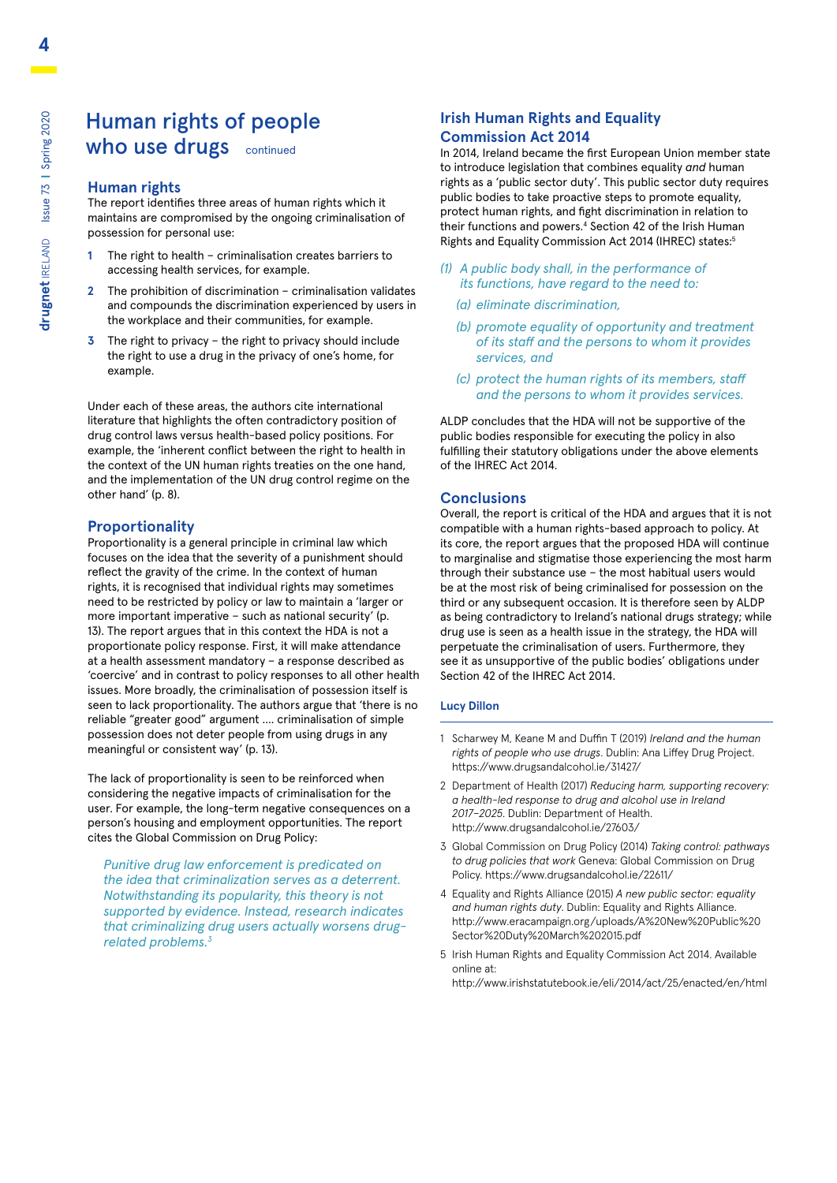# Human rights of people who use drugs continued

## Human rights

The report identifies three areas of human rights which it maintains are compromised by the ongoing criminalisation of possession for personal use:

1. The right to health – criminalisation creates barriers to accessing health services, for example.
2. The prohibition of discrimination – criminalisation validates and compounds the discrimination experienced by users in the workplace and their communities, for example.
3. The right to privacy – the right to privacy should include the right to use a drug in the privacy of one's home, for example.

Under each of these areas, the authors cite international literature that highlights the often contradictory position of drug control laws versus health-based policy positions. For example, the 'inherent conflict between the right to health in the context of the UN human rights treaties on the one hand, and the implementation of the UN drug control regime on the other hand' (p. 8).

## Proportionality

Proportionality is a general principle in criminal law which focuses on the idea that the severity of a punishment should reflect the gravity of the crime. In the context of human rights, it is recognised that individual rights may sometimes need to be restricted by policy or law to maintain a 'larger or more important imperative – such as national security' (p. 13). The report argues that in this context the HDA is not a proportionate policy response. First, it will make attendance at a health assessment mandatory – a response described as 'coercive' and in contrast to policy responses to all other health issues. More broadly, the criminalisation of possession itself is seen to lack proportionality. The authors argue that 'there is no reliable "greater good" argument .... criminalisation of simple possession does not deter people from using drugs in any meaningful or consistent way' (p. 13).

The lack of proportionality is seen to be reinforced when considering the negative impacts of criminalisation for the user. For example, the long-term negative consequences on a person's housing and employment opportunities. The report cites the Global Commission on Drug Policy:

> *Punitive drug law enforcement is predicated on the idea that criminalization serves as a deterrent. Notwithstanding its popularity, this theory is not supported by evidence. Instead, research indicates that criminalizing drug users actually worsens drug-related problems.*[3]

## Irish Human Rights and Equality Commission Act 2014

In 2014, Ireland became the first European Union member state to introduce legislation that combines equality *and* human rights as a 'public sector duty'. This public sector duty requires public bodies to take proactive steps to promote equality, protect human rights, and fight discrimination in relation to their functions and powers.[4] Section 42 of the Irish Human Rights and Equality Commission Act 2014 (IHREC) states:[5]

> *(1) A public body shall, in the performance of its functions, have regard to the need to:*
>
> *(a) eliminate discrimination,*
>
> *(b) promote equality of opportunity and treatment of its staff and the persons to whom it provides services, and*
>
> *(c) protect the human rights of its members, staff and the persons to whom it provides services.*

ALDP concludes that the HDA will not be supportive of the public bodies responsible for executing the policy in also fulfilling their statutory obligations under the above elements of the IHREC Act 2014.

## Conclusions

Overall, the report is critical of the HDA and argues that it is not compatible with a human rights-based approach to policy. At its core, the report argues that the proposed HDA will continue to marginalise and stigmatise those experiencing the most harm through their substance use – the most habitual users would be at the most risk of being criminalised for possession on the third or any subsequent occasion. It is therefore seen by ALDP as being contradictory to Ireland's national drugs strategy; while drug use is seen as a health issue in the strategy, the HDA will perpetuate the criminalisation of users. Furthermore, they see it as unsupportive of the public bodies' obligations under Section 42 of the IHREC Act 2014.

**Lucy Dillon**

---

1. Scharwey M, Keane M and Duffin T (2019) *Ireland and the human rights of people who use drugs*. Dublin: Ana Liffey Drug Project. https://www.drugsandalcohol.ie/31427/
2. Department of Health (2017) *Reducing harm, supporting recovery: a health-led response to drug and alcohol use in Ireland 2017–2025*. Dublin: Department of Health. http://www.drugsandalcohol.ie/27603/
3. Global Commission on Drug Policy (2014) *Taking control: pathways to drug policies that work* Geneva: Global Commission on Drug Policy. https://www.drugsandalcohol.ie/22611/
4. Equality and Rights Alliance (2015) *A new public sector: equality and human rights duty*. Dublin: Equality and Rights Alliance. http://www.eracampaign.org/uploads/A%20New%20Public%20Sector%20Duty%20March%202015.pdf
5. Irish Human Rights and Equality Commission Act 2014. Available online at: http://www.irishstatutebook.ie/eli/2014/act/25/enacted/en/html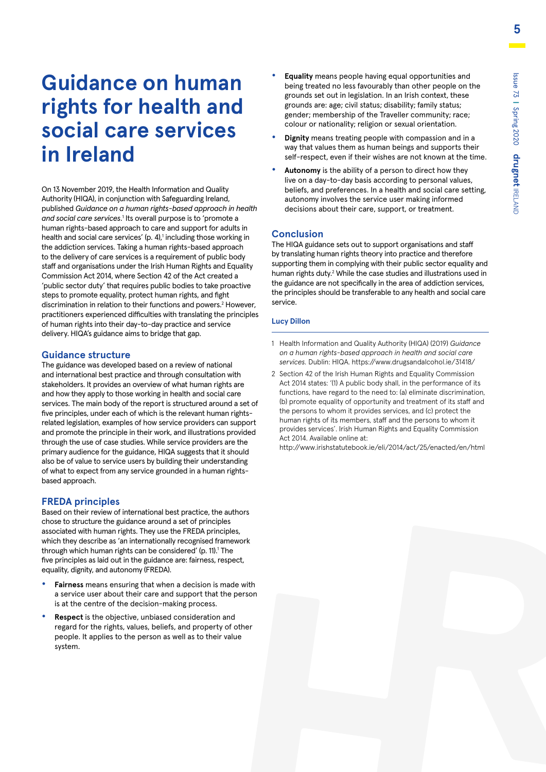# Guidance on human rights for health and social care services in Ireland

On 13 November 2019, the Health Information and Quality Authority (HIQA), in conjunction with Safeguarding Ireland, published *Guidance on a human rights-based approach in health and social care services*.[1] Its overall purpose is to 'promote a human rights-based approach to care and support for adults in health and social care services' (p. 4),[1] including those working in the addiction services. Taking a human rights-based approach to the delivery of care services is a requirement of public body staff and organisations under the Irish Human Rights and Equality Commission Act 2014, where Section 42 of the Act created a 'public sector duty' that requires public bodies to take proactive steps to promote equality, protect human rights, and fight discrimination in relation to their functions and powers.[2] However, practitioners experienced difficulties with translating the principles of human rights into their day-to-day practice and service delivery. HIQA's guidance aims to bridge that gap.

## Guidance structure

The guidance was developed based on a review of national and international best practice and through consultation with stakeholders. It provides an overview of what human rights are and how they apply to those working in health and social care services. The main body of the report is structured around a set of five principles, under each of which is the relevant human rights-related legislation, examples of how service providers can support and promote the principle in their work, and illustrations provided through the use of case studies. While service providers are the primary audience for the guidance, HIQA suggests that it should also be of value to service users by building their understanding of what to expect from any service grounded in a human rights-based approach.

## FREDA principles

Based on their review of international best practice, the authors chose to structure the guidance around a set of principles associated with human rights. They use the FREDA principles, which they describe as 'an internationally recognised framework through which human rights can be considered' (p. 11).[1] The five principles as laid out in the guidance are: fairness, respect, equality, dignity, and autonomy (FREDA).

- **Fairness** means ensuring that when a decision is made with a service user about their care and support that the person is at the centre of the decision-making process.
- **Respect** is the objective, unbiased consideration and regard for the rights, values, beliefs, and property of other people. It applies to the person as well as to their value system.
- **Equality** means people having equal opportunities and being treated no less favourably than other people on the grounds set out in legislation. In an Irish context, these grounds are: age; civil status; disability; family status; gender; membership of the Traveller community; race; colour or nationality; religion or sexual orientation.
- **Dignity** means treating people with compassion and in a way that values them as human beings and supports their self-respect, even if their wishes are not known at the time.
- **Autonomy** is the ability of a person to direct how they live on a day-to-day basis according to personal values, beliefs, and preferences. In a health and social care setting, autonomy involves the service user making informed decisions about their care, support, or treatment.

## Conclusion

The HIQA guidance sets out to support organisations and staff by translating human rights theory into practice and therefore supporting them in complying with their public sector equality and human rights duty.[2] While the case studies and illustrations used in the guidance are not specifically in the area of addiction services, the principles should be transferable to any health and social care service.

**Lucy Dillon**

1 Health Information and Quality Authority (HIQA) (2019) *Guidance on a human rights-based approach in health and social care services*. Dublin: HIQA. https://www.drugsandalcohol.ie/31418/

2 Section 42 of the Irish Human Rights and Equality Commission Act 2014 states: '(1) A public body shall, in the performance of its functions, have regard to the need to: (a) eliminate discrimination, (b) promote equality of opportunity and treatment of its staff and the persons to whom it provides services, and (c) protect the human rights of its members, staff and the persons to whom it provides services'. Irish Human Rights and Equality Commission Act 2014. Available online at: http://www.irishstatutebook.ie/eli/2014/act/25/enacted/en/html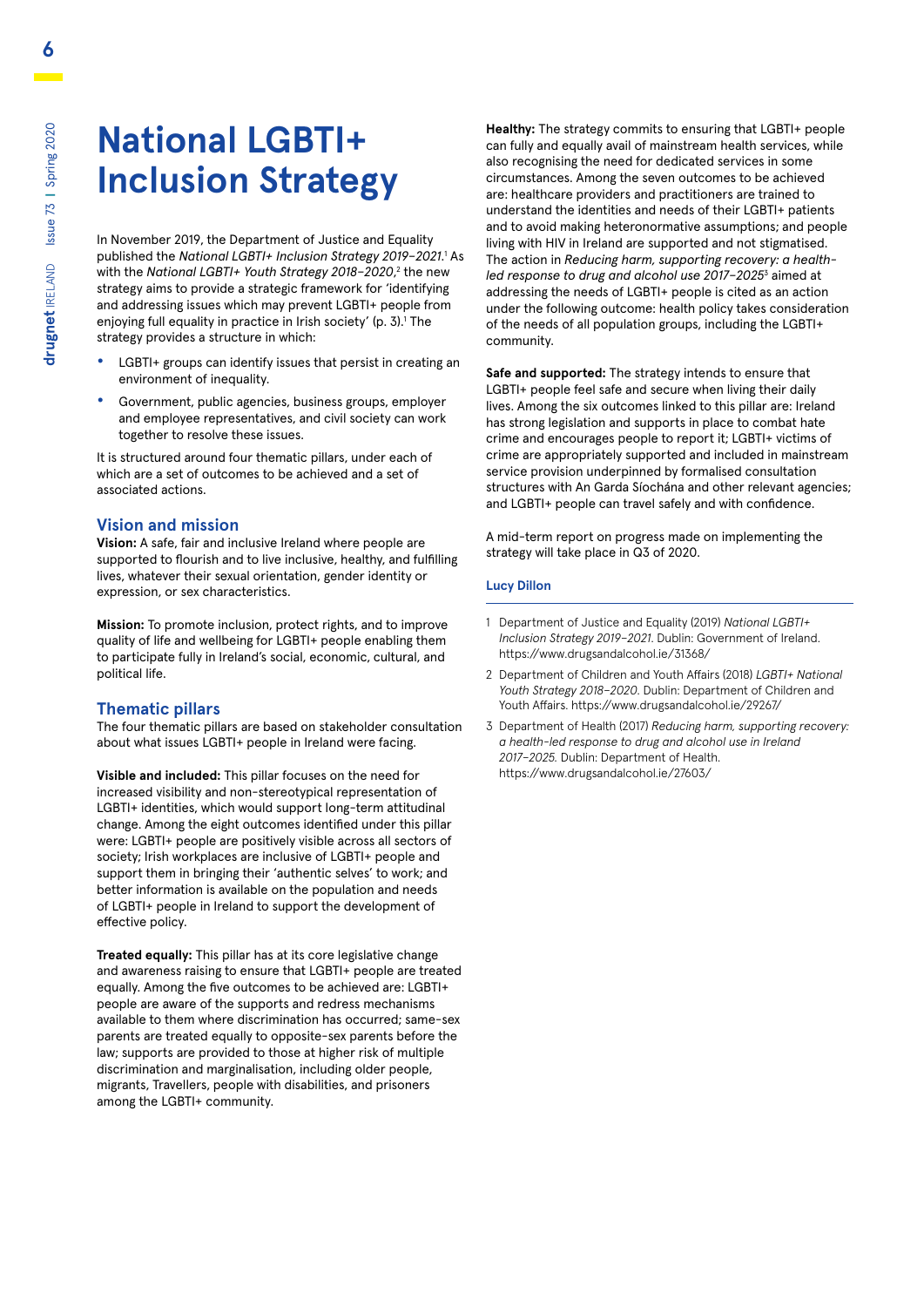# National LGBTI+ Inclusion Strategy

In November 2019, the Department of Justice and Equality published the *National LGBTI+ Inclusion Strategy 2019–2021*.[1] As with the *National LGBTI+ Youth Strategy 2018–2020*,[2] the new strategy aims to provide a strategic framework for 'identifying and addressing issues which may prevent LGBTI+ people from enjoying full equality in practice in Irish society' (p. 3).[1] The strategy provides a structure in which:

- LGBTI+ groups can identify issues that persist in creating an environment of inequality.
- Government, public agencies, business groups, employer and employee representatives, and civil society can work together to resolve these issues.

It is structured around four thematic pillars, under each of which are a set of outcomes to be achieved and a set of associated actions.

## Vision and mission

**Vision:** A safe, fair and inclusive Ireland where people are supported to flourish and to live inclusive, healthy, and fulfilling lives, whatever their sexual orientation, gender identity or expression, or sex characteristics.

**Mission:** To promote inclusion, protect rights, and to improve quality of life and wellbeing for LGBTI+ people enabling them to participate fully in Ireland's social, economic, cultural, and political life.

## Thematic pillars

The four thematic pillars are based on stakeholder consultation about what issues LGBTI+ people in Ireland were facing.

**Visible and included:** This pillar focuses on the need for increased visibility and non-stereotypical representation of LGBTI+ identities, which would support long-term attitudinal change. Among the eight outcomes identified under this pillar were: LGBTI+ people are positively visible across all sectors of society; Irish workplaces are inclusive of LGBTI+ people and support them in bringing their 'authentic selves' to work; and better information is available on the population and needs of LGBTI+ people in Ireland to support the development of effective policy.

**Treated equally:** This pillar has at its core legislative change and awareness raising to ensure that LGBTI+ people are treated equally. Among the five outcomes to be achieved are: LGBTI+ people are aware of the supports and redress mechanisms available to them where discrimination has occurred; same-sex parents are treated equally to opposite-sex parents before the law; supports are provided to those at higher risk of multiple discrimination and marginalisation, including older people, migrants, Travellers, people with disabilities, and prisoners among the LGBTI+ community.

**Healthy:** The strategy commits to ensuring that LGBTI+ people can fully and equally avail of mainstream health services, while also recognising the need for dedicated services in some circumstances. Among the seven outcomes to be achieved are: healthcare providers and practitioners are trained to understand the identities and needs of their LGBTI+ patients and to avoid making heteronormative assumptions; and people living with HIV in Ireland are supported and not stigmatised. The action in *Reducing harm, supporting recovery: a health-led response to drug and alcohol use 2017–2025*[3] aimed at addressing the needs of LGBTI+ people is cited as an action under the following outcome: health policy takes consideration of the needs of all population groups, including the LGBTI+ community.

**Safe and supported:** The strategy intends to ensure that LGBTI+ people feel safe and secure when living their daily lives. Among the six outcomes linked to this pillar are: Ireland has strong legislation and supports in place to combat hate crime and encourages people to report it; LGBTI+ victims of crime are appropriately supported and included in mainstream service provision underpinned by formalised consultation structures with An Garda Síochána and other relevant agencies; and LGBTI+ people can travel safely and with confidence.

A mid-term report on progress made on implementing the strategy will take place in Q3 of 2020.

**Lucy Dillon**

1. Department of Justice and Equality (2019) *National LGBTI+ Inclusion Strategy 2019–2021*. Dublin: Government of Ireland. https://www.drugsandalcohol.ie/31368/
2. Department of Children and Youth Affairs (2018) *LGBTI+ National Youth Strategy 2018–2020*. Dublin: Department of Children and Youth Affairs. https://www.drugsandalcohol.ie/29267/
3. Department of Health (2017) *Reducing harm, supporting recovery: a health-led response to drug and alcohol use in Ireland 2017–2025*. Dublin: Department of Health. https://www.drugsandalcohol.ie/27603/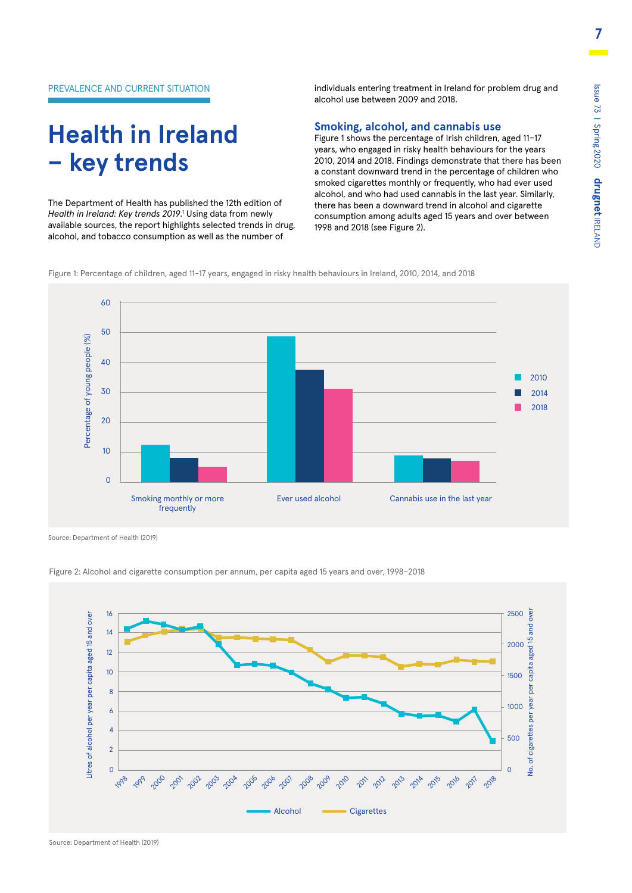PREVALENCE AND CURRENT SITUATION

# Health in Ireland – key trends

The Department of Health has published the 12th edition of *Health in Ireland: Key trends 2019*.[1] Using data from newly available sources, the report highlights selected trends in drug, alcohol, and tobacco consumption as well as the number of individuals entering treatment in Ireland for problem drug and alcohol use between 2009 and 2018.

## Smoking, alcohol, and cannabis use

Figure 1 shows the percentage of Irish children, aged 11–17 years, who engaged in risky health behaviours for the years 2010, 2014 and 2018. Findings demonstrate that there has been a constant downward trend in the percentage of children who smoked cigarettes monthly or frequently, who had ever used alcohol, and who had used cannabis in the last year. Similarly, there has been a downward trend in alcohol and cigarette consumption among adults aged 15 years and over between 1998 and 2018 (see Figure 2).

Figure 1: Percentage of children, aged 11–17 years, engaged in risky health behaviours in Ireland, 2010, 2014, and 2018

Source: Department of Health (2019)

Figure 2: Alcohol and cigarette consumption per annum, per capita aged 15 years and over, 1998–2018

Source: Department of Health (2019)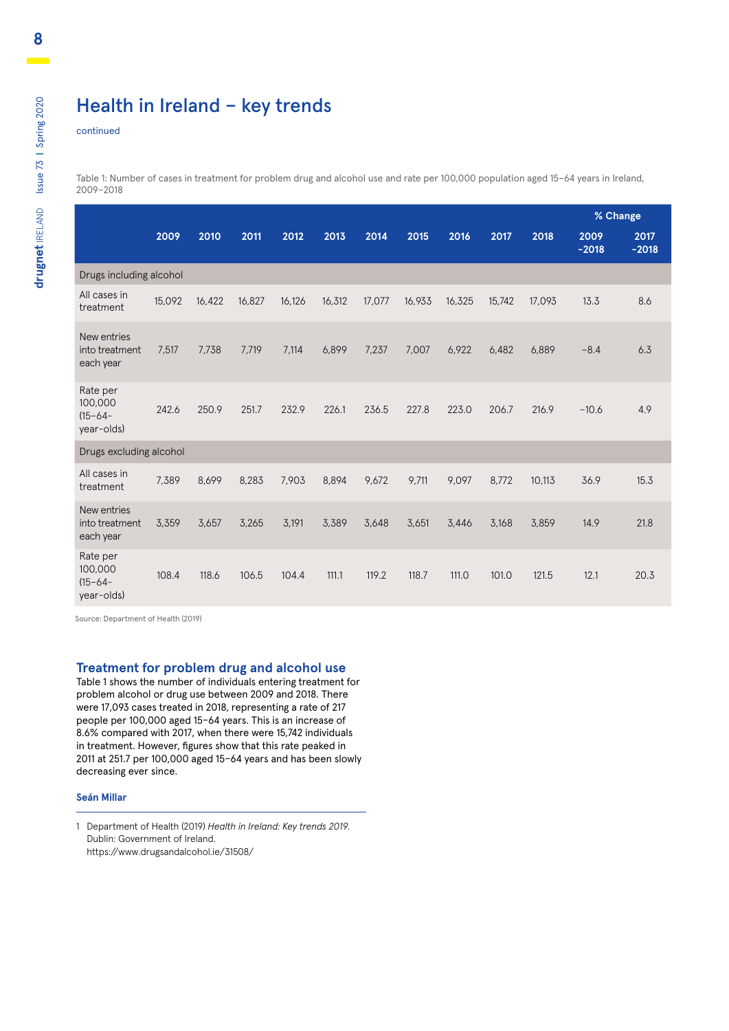# Health in Ireland – key trends

continued

Table 1: Number of cases in treatment for problem drug and alcohol use and rate per 100,000 population aged 15–64 years in Ireland, 2009–2018

| | 2009 | 2010 | 2011 | 2012 | 2013 | 2014 | 2015 | 2016 | 2017 | 2018 | % Change 2009–2018 | % Change 2017–2018 |
|---|---|---|---|---|---|---|---|---|---|---|---|---|
| **Drugs including alcohol** | | | | | | | | | | | | |
| All cases in treatment | 15,092 | 16,422 | 16,827 | 16,126 | 16,312 | 17,077 | 16,933 | 16,325 | 15,742 | 17,093 | 13.3 | 8.6 |
| New entries into treatment each year | 7,517 | 7,738 | 7,719 | 7,114 | 6,899 | 7,237 | 7,007 | 6,922 | 6,482 | 6,889 | −8.4 | 6.3 |
| Rate per 100,000 (15–64-year-olds) | 242.6 | 250.9 | 251.7 | 232.9 | 226.1 | 236.5 | 227.8 | 223.0 | 206.7 | 216.9 | −10.6 | 4.9 |
| **Drugs excluding alcohol** | | | | | | | | | | | | |
| All cases in treatment | 7,389 | 8,699 | 8,283 | 7,903 | 8,894 | 9,672 | 9,711 | 9,097 | 8,772 | 10,113 | 36.9 | 15.3 |
| New entries into treatment each year | 3,359 | 3,657 | 3,265 | 3,191 | 3,389 | 3,648 | 3,651 | 3,446 | 3,168 | 3,859 | 14.9 | 21.8 |
| Rate per 100,000 (15–64-year-olds) | 108.4 | 118.6 | 106.5 | 104.4 | 111.1 | 119.2 | 118.7 | 111.0 | 101.0 | 121.5 | 12.1 | 20.3 |

Source: Department of Health (2019)

## Treatment for problem drug and alcohol use

Table 1 shows the number of individuals entering treatment for problem alcohol or drug use between 2009 and 2018. There were 17,093 cases treated in 2018, representing a rate of 217 people per 100,000 aged 15–64 years. This is an increase of 8.6% compared with 2017, when there were 15,742 individuals in treatment. However, figures show that this rate peaked in 2011 at 251.7 per 100,000 aged 15–64 years and has been slowly decreasing ever since.

**Seán Millar**

---

1 Department of Health (2019) *Health in Ireland: Key trends 2019*. Dublin: Government of Ireland. https://www.drugsandalcohol.ie/31508/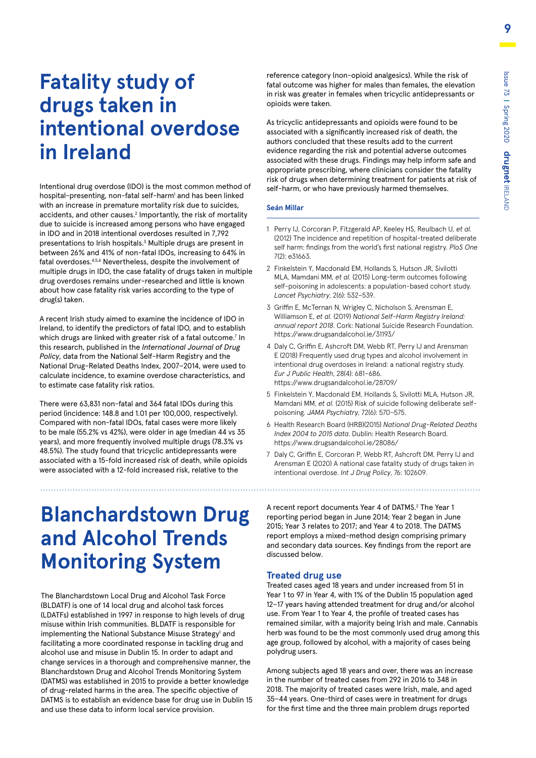# Fatality study of drugs taken in intentional overdose in Ireland

Intentional drug overdose (IDO) is the most common method of hospital-presenting, non-fatal self-harm[1] and has been linked with an increase in premature mortality risk due to suicides, accidents, and other causes.[2] Importantly, the risk of mortality due to suicide is increased among persons who have engaged in IDO and in 2018 intentional overdoses resulted in 7,792 presentations to Irish hospitals.[3] Multiple drugs are present in between 26% and 41% of non-fatal IDOs, increasing to 64% in fatal overdoses.[4,5,6] Nevertheless, despite the involvement of multiple drugs in IDO, the case fatality of drugs taken in multiple drug overdoses remains under-researched and little is known about how case fatality risk varies according to the type of drug(s) taken.

A recent Irish study aimed to examine the incidence of IDO in Ireland, to identify the predictors of fatal IDO, and to establish which drugs are linked with greater risk of a fatal outcome.[7] In this research, published in the *International Journal of Drug Policy*, data from the National Self-Harm Registry and the National Drug-Related Deaths Index, 2007–2014, were used to calculate incidence, to examine overdose characteristics, and to estimate case fatality risk ratios.

There were 63,831 non-fatal and 364 fatal IDOs during this period (incidence: 148.8 and 1.01 per 100,000, respectively). Compared with non-fatal IDOs, fatal cases were more likely to be male (55.2% vs 42%), were older in age (median 44 vs 35 years), and more frequently involved multiple drugs (78.3% vs 48.5%). The study found that tricyclic antidepressants were associated with a 15-fold increased risk of death, while opioids were associated with a 12-fold increased risk, relative to the reference category (non-opioid analgesics). While the risk of fatal outcome was higher for males than females, the elevation in risk was greater in females when tricyclic antidepressants or opioids were taken.

As tricyclic antidepressants and opioids were found to be associated with a significantly increased risk of death, the authors concluded that these results add to the current evidence regarding the risk and potential adverse outcomes associated with these drugs. Findings may help inform safe and appropriate prescribing, where clinicians consider the fatality risk of drugs when determining treatment for patients at risk of self-harm, or who have previously harmed themselves.

**Seán Millar**

1. Perry IJ, Corcoran P, Fitzgerald AP, Keeley HS, Reulbach U, *et al.* (2012) The incidence and repetition of hospital-treated deliberate self harm: findings from the world's first national registry. *PloS One* 7(2): e31663.
2. Finkelstein Y, Macdonald EM, Hollands S, Hutson JR, Sivilotti MLA, Mamdani MM, *et al.* (2015) Long-term outcomes following self-poisoning in adolescents: a population-based cohort study. *Lancet Psychiatry*, 2(6): 532–539.
3. Griffin E, McTernan N, Wrigley C, Nicholson S, Arensman E, Williamson E, *et al.* (2019) *National Self-Harm Registry Ireland: annual report 2018*. Cork: National Suicide Research Foundation. https://www.drugsandalcohol.ie/31193/
4. Daly C, Griffin E, Ashcroft DM, Webb RT, Perry IJ and Arensman E (2018) Frequently used drug types and alcohol involvement in intentional drug overdoses in Ireland: a national registry study. *Eur J Public Health*, 28(4): 681–686. https://www.drugsandalcohol.ie/28709/
5. Finkelstein Y, Macdonald EM, Hollands S, Sivilotti MLA, Hutson JR, Mamdani MM, *et al.* (2015) Risk of suicide following deliberate self-poisoning. *JAMA Psychiatry*, 72(6): 570–575.
6. Health Research Board (HRB)(2015) *National Drug-Related Deaths Index 2004 to 2015 data*. Dublin: Health Research Board. https://www.drugsandalcohol.ie/28086/
7. Daly C, Griffin E, Corcoran P, Webb RT, Ashcroft DM, Perry IJ and Arensman E (2020) A national case fatality study of drugs taken in intentional overdose. *Int J Drug Policy*, 76: 102609.

# Blanchardstown Drug and Alcohol Trends Monitoring System

The Blanchardstown Local Drug and Alcohol Task Force (BLDATF) is one of 14 local drug and alcohol task forces (LDATFs) established in 1997 in response to high levels of drug misuse within Irish communities. BLDATF is responsible for implementing the National Substance Misuse Strategy[1] and facilitating a more coordinated response in tackling drug and alcohol use and misuse in Dublin 15. In order to adapt and change services in a thorough and comprehensive manner, the Blanchardstown Drug and Alcohol Trends Monitoring System (DATMS) was established in 2015 to provide a better knowledge of drug-related harms in the area. The specific objective of DATMS is to establish an evidence base for drug use in Dublin 15 and use these data to inform local service provision.

A recent report documents Year 4 of DATMS.[2] The Year 1 reporting period began in June 2014; Year 2 began in June 2015; Year 3 relates to 2017; and Year 4 to 2018. The DATMS report employs a mixed-method design comprising primary and secondary data sources. Key findings from the report are discussed below.

## Treated drug use

Treated cases aged 18 years and under increased from 51 in Year 1 to 97 in Year 4, with 1% of the Dublin 15 population aged 12–17 years having attended treatment for drug and/or alcohol use. From Year 1 to Year 4, the profile of treated cases has remained similar, with a majority being Irish and male. Cannabis herb was found to be the most commonly used drug among this age group, followed by alcohol, with a majority of cases being polydrug users.

Among subjects aged 18 years and over, there was an increase in the number of treated cases from 292 in 2016 to 348 in 2018. The majority of treated cases were Irish, male, and aged 35–44 years. One-third of cases were in treatment for drugs for the first time and the three main problem drugs reported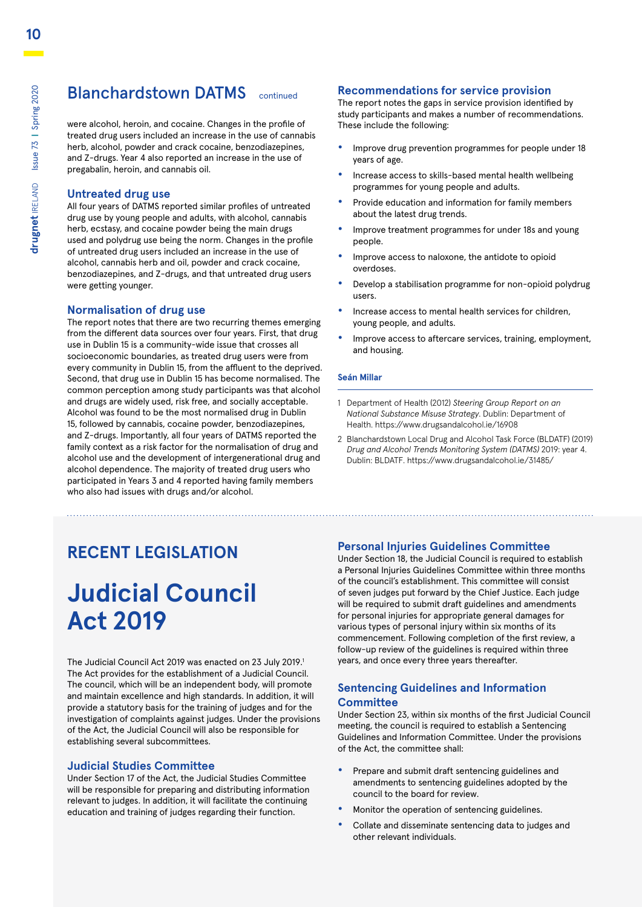## Blanchardstown DATMS continued

were alcohol, heroin, and cocaine. Changes in the profile of treated drug users included an increase in the use of cannabis herb, alcohol, powder and crack cocaine, benzodiazepines, and Z-drugs. Year 4 also reported an increase in the use of pregabalin, heroin, and cannabis oil.

### Untreated drug use

All four years of DATMS reported similar profiles of untreated drug use by young people and adults, with alcohol, cannabis herb, ecstasy, and cocaine powder being the main drugs used and polydrug use being the norm. Changes in the profile of untreated drug users included an increase in the use of alcohol, cannabis herb and oil, powder and crack cocaine, benzodiazepines, and Z-drugs, and that untreated drug users were getting younger.

### Normalisation of drug use

The report notes that there are two recurring themes emerging from the different data sources over four years. First, that drug use in Dublin 15 is a community-wide issue that crosses all socioeconomic boundaries, as treated drug users were from every community in Dublin 15, from the affluent to the deprived. Second, that drug use in Dublin 15 has become normalised. The common perception among study participants was that alcohol and drugs are widely used, risk free, and socially acceptable. Alcohol was found to be the most normalised drug in Dublin 15, followed by cannabis, cocaine powder, benzodiazepines, and Z-drugs. Importantly, all four years of DATMS reported the family context as a risk factor for the normalisation of drug and alcohol use and the development of intergenerational drug and alcohol dependence. The majority of treated drug users who participated in Years 3 and 4 reported having family members who also had issues with drugs and/or alcohol.

### Recommendations for service provision

The report notes the gaps in service provision identified by study participants and makes a number of recommendations. These include the following:

- Improve drug prevention programmes for people under 18 years of age.
- Increase access to skills-based mental health wellbeing programmes for young people and adults.
- Provide education and information for family members about the latest drug trends.
- Improve treatment programmes for under 18s and young people.
- Improve access to naloxone, the antidote to opioid overdoses.
- Develop a stabilisation programme for non-opioid polydrug users.
- Increase access to mental health services for children, young people, and adults.
- Improve access to aftercare services, training, employment, and housing.

**Seán Millar**

1 Department of Health (2012) *Steering Group Report on an National Substance Misuse Strategy*. Dublin: Department of Health. https://www.drugsandalcohol.ie/16908

2 Blanchardstown Local Drug and Alcohol Task Force (BLDATF) (2019) *Drug and Alcohol Trends Monitoring System (DATMS)* 2019: year 4. Dublin: BLDATF. https://www.drugsandalcohol.ie/31485/

---

## RECENT LEGISLATION

# Judicial Council Act 2019

The Judicial Council Act 2019 was enacted on 23 July 2019.[1] The Act provides for the establishment of a Judicial Council. The council, which will be an independent body, will promote and maintain excellence and high standards. In addition, it will provide a statutory basis for the training of judges and for the investigation of complaints against judges. Under the provisions of the Act, the Judicial Council will also be responsible for establishing several subcommittees.

### Judicial Studies Committee

Under Section 17 of the Act, the Judicial Studies Committee will be responsible for preparing and distributing information relevant to judges. In addition, it will facilitate the continuing education and training of judges regarding their function.

### Personal Injuries Guidelines Committee

Under Section 18, the Judicial Council is required to establish a Personal Injuries Guidelines Committee within three months of the council's establishment. This committee will consist of seven judges put forward by the Chief Justice. Each judge will be required to submit draft guidelines and amendments for personal injuries for appropriate general damages for various types of personal injury within six months of its commencement. Following completion of the first review, a follow-up review of the guidelines is required within three years, and once every three years thereafter.

### Sentencing Guidelines and Information Committee

Under Section 23, within six months of the first Judicial Council meeting, the council is required to establish a Sentencing Guidelines and Information Committee. Under the provisions of the Act, the committee shall:

- Prepare and submit draft sentencing guidelines and amendments to sentencing guidelines adopted by the council to the board for review.
- Monitor the operation of sentencing guidelines.
- Collate and disseminate sentencing data to judges and other relevant individuals.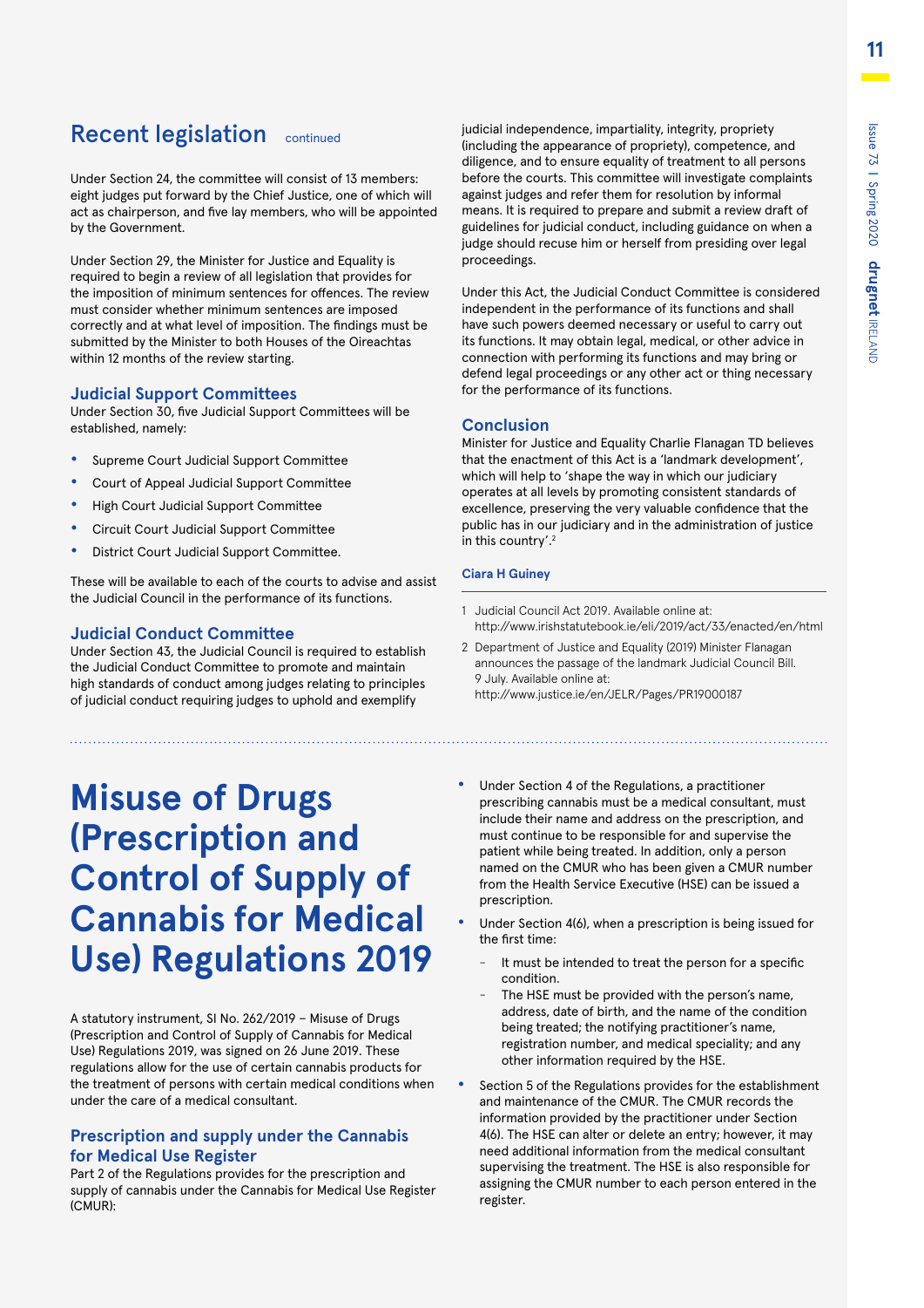## Recent legislation continued

Under Section 24, the committee will consist of 13 members: eight judges put forward by the Chief Justice, one of which will act as chairperson, and five lay members, who will be appointed by the Government.

Under Section 29, the Minister for Justice and Equality is required to begin a review of all legislation that provides for the imposition of minimum sentences for offences. The review must consider whether minimum sentences are imposed correctly and at what level of imposition. The findings must be submitted by the Minister to both Houses of the Oireachtas within 12 months of the review starting.

### Judicial Support Committees

Under Section 30, five Judicial Support Committees will be established, namely:

- Supreme Court Judicial Support Committee
- Court of Appeal Judicial Support Committee
- High Court Judicial Support Committee
- Circuit Court Judicial Support Committee
- District Court Judicial Support Committee.

These will be available to each of the courts to advise and assist the Judicial Council in the performance of its functions.

### Judicial Conduct Committee

Under Section 43, the Judicial Council is required to establish the Judicial Conduct Committee to promote and maintain high standards of conduct among judges relating to principles of judicial conduct requiring judges to uphold and exemplify judicial independence, impartiality, integrity, propriety (including the appearance of propriety), competence, and diligence, and to ensure equality of treatment to all persons before the courts. This committee will investigate complaints against judges and refer them for resolution by informal means. It is required to prepare and submit a review draft of guidelines for judicial conduct, including guidance on when a judge should recuse him or herself from presiding over legal proceedings.

Under this Act, the Judicial Conduct Committee is considered independent in the performance of its functions and shall have such powers deemed necessary or useful to carry out its functions. It may obtain legal, medical, or other advice in connection with performing its functions and may bring or defend legal proceedings or any other act or thing necessary for the performance of its functions.

### Conclusion

Minister for Justice and Equality Charlie Flanagan TD believes that the enactment of this Act is a 'landmark development', which will help to 'shape the way in which our judiciary operates at all levels by promoting consistent standards of excellence, preserving the very valuable confidence that the public has in our judiciary and in the administration of justice in this country'.[2]

**Ciara H Guiney**

1 Judicial Council Act 2019. Available online at: http://www.irishstatutebook.ie/eli/2019/act/33/enacted/en/html

2 Department of Justice and Equality (2019) Minister Flanagan announces the passage of the landmark Judicial Council Bill. 9 July. Available online at: http://www.justice.ie/en/JELR/Pages/PR19000187

# Misuse of Drugs (Prescription and Control of Supply of Cannabis for Medical Use) Regulations 2019

A statutory instrument, SI No. 262/2019 – Misuse of Drugs (Prescription and Control of Supply of Cannabis for Medical Use) Regulations 2019, was signed on 26 June 2019. These regulations allow for the use of certain cannabis products for the treatment of persons with certain medical conditions when under the care of a medical consultant.

### Prescription and supply under the Cannabis for Medical Use Register

Part 2 of the Regulations provides for the prescription and supply of cannabis under the Cannabis for Medical Use Register (CMUR):

- Under Section 4 of the Regulations, a practitioner prescribing cannabis must be a medical consultant, must include their name and address on the prescription, and must continue to be responsible for and supervise the patient while being treated. In addition, only a person named on the CMUR who has been given a CMUR number from the Health Service Executive (HSE) can be issued a prescription.
- Under Section 4(6), when a prescription is being issued for the first time:
  - It must be intended to treat the person for a specific condition.
  - The HSE must be provided with the person's name, address, date of birth, and the name of the condition being treated; the notifying practitioner's name, registration number, and medical speciality; and any other information required by the HSE.
- Section 5 of the Regulations provides for the establishment and maintenance of the CMUR. The CMUR records the information provided by the practitioner under Section 4(6). The HSE can alter or delete an entry; however, it may need additional information from the medical consultant supervising the treatment. The HSE is also responsible for assigning the CMUR number to each person entered in the register.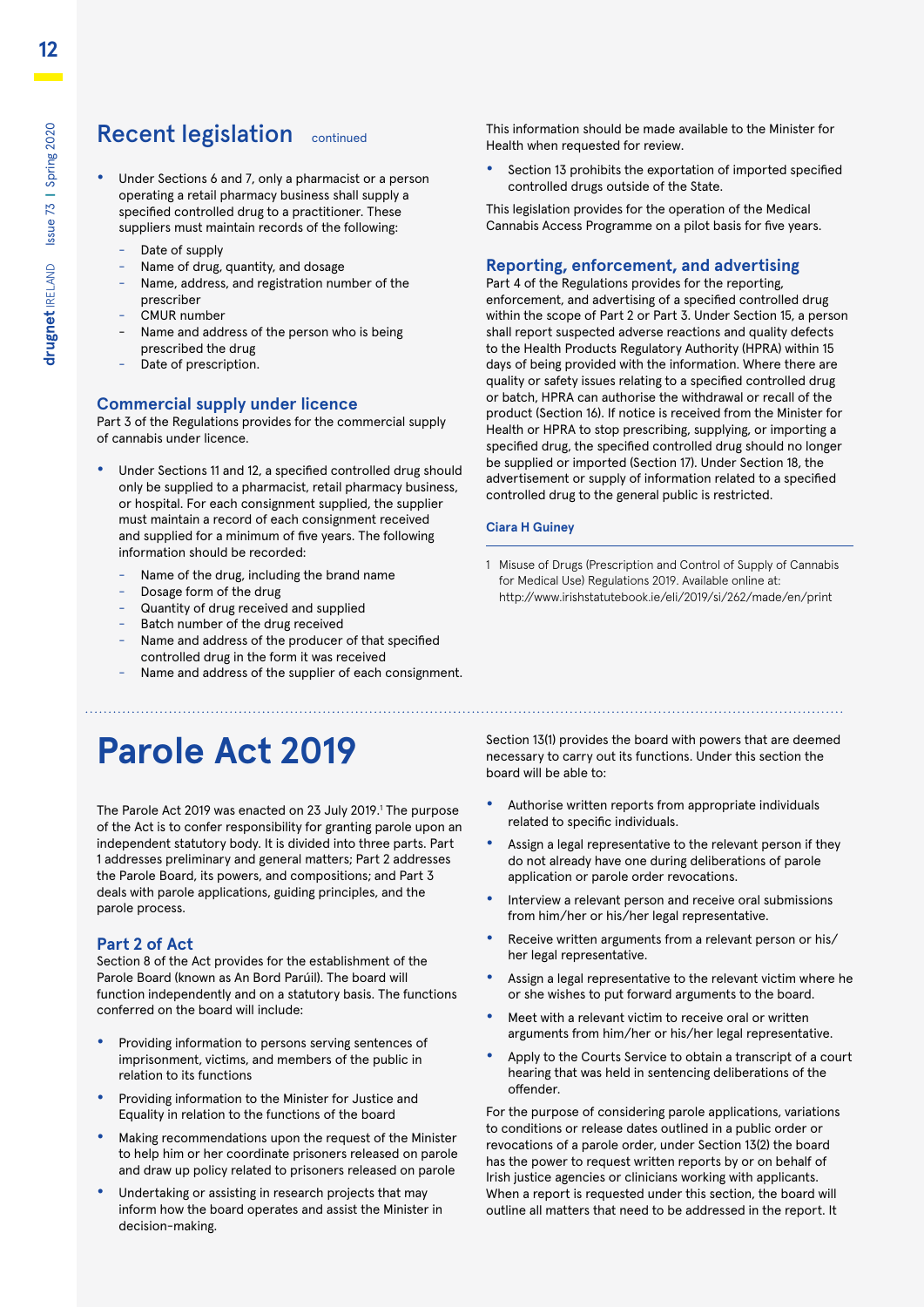## Recent legislation continued

- Under Sections 6 and 7, only a pharmacist or a person operating a retail pharmacy business shall supply a specified controlled drug to a practitioner. These suppliers must maintain records of the following:
  - Date of supply
  - Name of drug, quantity, and dosage
  - Name, address, and registration number of the prescriber
  - CMUR number
  - Name and address of the person who is being prescribed the drug
  - Date of prescription.

### Commercial supply under licence

Part 3 of the Regulations provides for the commercial supply of cannabis under licence.

- Under Sections 11 and 12, a specified controlled drug should only be supplied to a pharmacist, retail pharmacy business, or hospital. For each consignment supplied, the supplier must maintain a record of each consignment received and supplied for a minimum of five years. The following information should be recorded:
  - Name of the drug, including the brand name
  - Dosage form of the drug
  - Quantity of drug received and supplied
  - Batch number of the drug received
  - Name and address of the producer of that specified controlled drug in the form it was received
  - Name and address of the supplier of each consignment.

This information should be made available to the Minister for Health when requested for review.

- Section 13 prohibits the exportation of imported specified controlled drugs outside of the State.

This legislation provides for the operation of the Medical Cannabis Access Programme on a pilot basis for five years.

### Reporting, enforcement, and advertising

Part 4 of the Regulations provides for the reporting, enforcement, and advertising of a specified controlled drug within the scope of Part 2 or Part 3. Under Section 15, a person shall report suspected adverse reactions and quality defects to the Health Products Regulatory Authority (HPRA) within 15 days of being provided with the information. Where there are quality or safety issues relating to a specified controlled drug or batch, HPRA can authorise the withdrawal or recall of the product (Section 16). If notice is received from the Minister for Health or HPRA to stop prescribing, supplying, or importing a specified drug, the specified controlled drug should no longer be supplied or imported (Section 17). Under Section 18, the advertisement or supply of information related to a specified controlled drug to the general public is restricted.

**Ciara H Guiney**

1 Misuse of Drugs (Prescription and Control of Supply of Cannabis for Medical Use) Regulations 2019. Available online at: http://www.irishstatutebook.ie/eli/2019/si/262/made/en/print

# Parole Act 2019

The Parole Act 2019 was enacted on 23 July 2019.[1] The purpose of the Act is to confer responsibility for granting parole upon an independent statutory body. It is divided into three parts. Part 1 addresses preliminary and general matters; Part 2 addresses the Parole Board, its powers, and compositions; and Part 3 deals with parole applications, guiding principles, and the parole process.

### Part 2 of Act

Section 8 of the Act provides for the establishment of the Parole Board (known as An Bord Parúil). The board will function independently and on a statutory basis. The functions conferred on the board will include:

- Providing information to persons serving sentences of imprisonment, victims, and members of the public in relation to its functions
- Providing information to the Minister for Justice and Equality in relation to the functions of the board
- Making recommendations upon the request of the Minister to help him or her coordinate prisoners released on parole and draw up policy related to prisoners released on parole
- Undertaking or assisting in research projects that may inform how the board operates and assist the Minister in decision-making.

Section 13(1) provides the board with powers that are deemed necessary to carry out its functions. Under this section the board will be able to:

- Authorise written reports from appropriate individuals related to specific individuals.
- Assign a legal representative to the relevant person if they do not already have one during deliberations of parole application or parole order revocations.
- Interview a relevant person and receive oral submissions from him/her or his/her legal representative.
- Receive written arguments from a relevant person or his/her legal representative.
- Assign a legal representative to the relevant victim where he or she wishes to put forward arguments to the board.
- Meet with a relevant victim to receive oral or written arguments from him/her or his/her legal representative.
- Apply to the Courts Service to obtain a transcript of a court hearing that was held in sentencing deliberations of the offender.

For the purpose of considering parole applications, variations to conditions or release dates outlined in a public order or revocations of a parole order, under Section 13(2) the board has the power to request written reports by or on behalf of Irish justice agencies or clinicians working with applicants. When a report is requested under this section, the board will outline all matters that need to be addressed in the report. It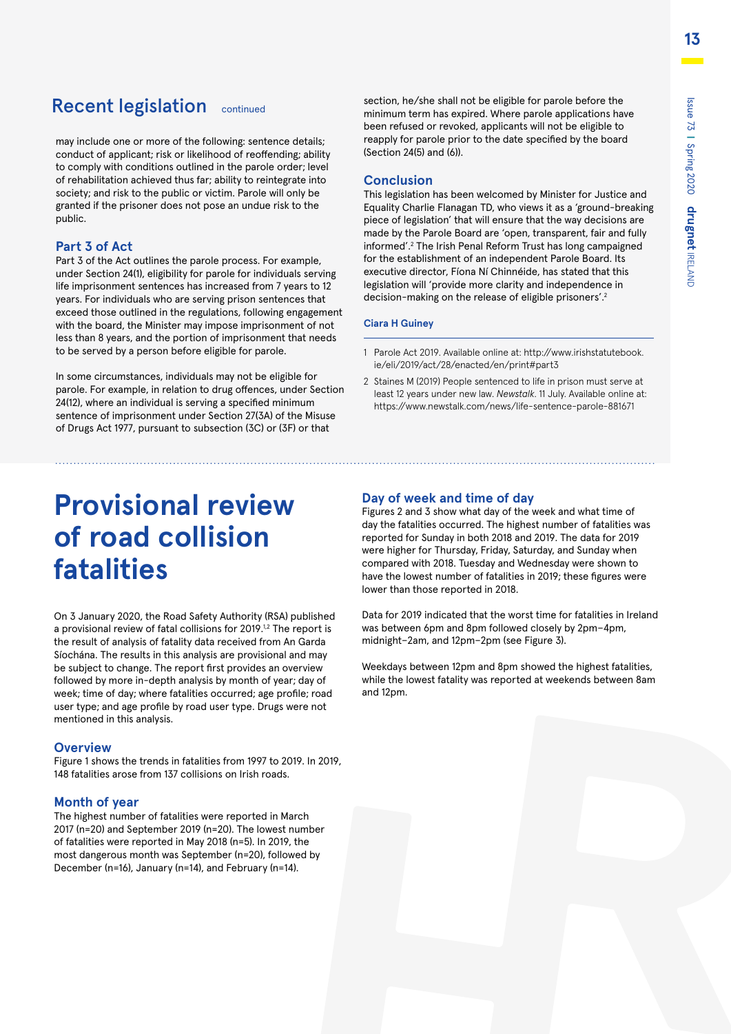## Recent legislation continued

may include one or more of the following: sentence details; conduct of applicant; risk or likelihood of reoffending; ability to comply with conditions outlined in the parole order; level of rehabilitation achieved thus far; ability to reintegrate into society; and risk to the public or victim. Parole will only be granted if the prisoner does not pose an undue risk to the public.

### Part 3 of Act

Part 3 of the Act outlines the parole process. For example, under Section 24(1), eligibility for parole for individuals serving life imprisonment sentences has increased from 7 years to 12 years. For individuals who are serving prison sentences that exceed those outlined in the regulations, following engagement with the board, the Minister may impose imprisonment of not less than 8 years, and the portion of imprisonment that needs to be served by a person before eligible for parole.

In some circumstances, individuals may not be eligible for parole. For example, in relation to drug offences, under Section 24(12), where an individual is serving a specified minimum sentence of imprisonment under Section 27(3A) of the Misuse of Drugs Act 1977, pursuant to subsection (3C) or (3F) or that section, he/she shall not be eligible for parole before the minimum term has expired. Where parole applications have been refused or revoked, applicants will not be eligible to reapply for parole prior to the date specified by the board (Section 24(5) and (6)).

### Conclusion

This legislation has been welcomed by Minister for Justice and Equality Charlie Flanagan TD, who views it as a 'ground-breaking piece of legislation' that will ensure that the way decisions are made by the Parole Board are 'open, transparent, fair and fully informed'.[2] The Irish Penal Reform Trust has long campaigned for the establishment of an independent Parole Board. Its executive director, Fíona Ní Chinnéide, has stated that this legislation will 'provide more clarity and independence in decision-making on the release of eligible prisoners'.[2]

**Ciara H Guiney**

1 Parole Act 2019. Available online at: http://www.irishstatutebook.ie/eli/2019/act/28/enacted/en/print#part3

2 Staines M (2019) People sentenced to life in prison must serve at least 12 years under new law. *Newstalk*. 11 July. Available online at: https://www.newstalk.com/news/life-sentence-parole-881671

# Provisional review of road collision fatalities

On 3 January 2020, the Road Safety Authority (RSA) published a provisional review of fatal collisions for 2019.[1,2] The report is the result of analysis of fatality data received from An Garda Síochána. The results in this analysis are provisional and may be subject to change. The report first provides an overview followed by more in-depth analysis by month of year; day of week; time of day; where fatalities occurred; age profile; road user type; and age profile by road user type. Drugs were not mentioned in this analysis.

### Overview

Figure 1 shows the trends in fatalities from 1997 to 2019. In 2019, 148 fatalities arose from 137 collisions on Irish roads.

### Month of year

The highest number of fatalities were reported in March 2017 (n=20) and September 2019 (n=20). The lowest number of fatalities were reported in May 2018 (n=5). In 2019, the most dangerous month was September (n=20), followed by December (n=16), January (n=14), and February (n=14).

### Day of week and time of day

Figures 2 and 3 show what day of the week and what time of day the fatalities occurred. The highest number of fatalities was reported for Sunday in both 2018 and 2019. The data for 2019 were higher for Thursday, Friday, Saturday, and Sunday when compared with 2018. Tuesday and Wednesday were shown to have the lowest number of fatalities in 2019; these figures were lower than those reported in 2018.

Data for 2019 indicated that the worst time for fatalities in Ireland was between 6pm and 8pm followed closely by 2pm–4pm, midnight–2am, and 12pm–2pm (see Figure 3).

Weekdays between 12pm and 8pm showed the highest fatalities, while the lowest fatality was reported at weekends between 8am and 12pm.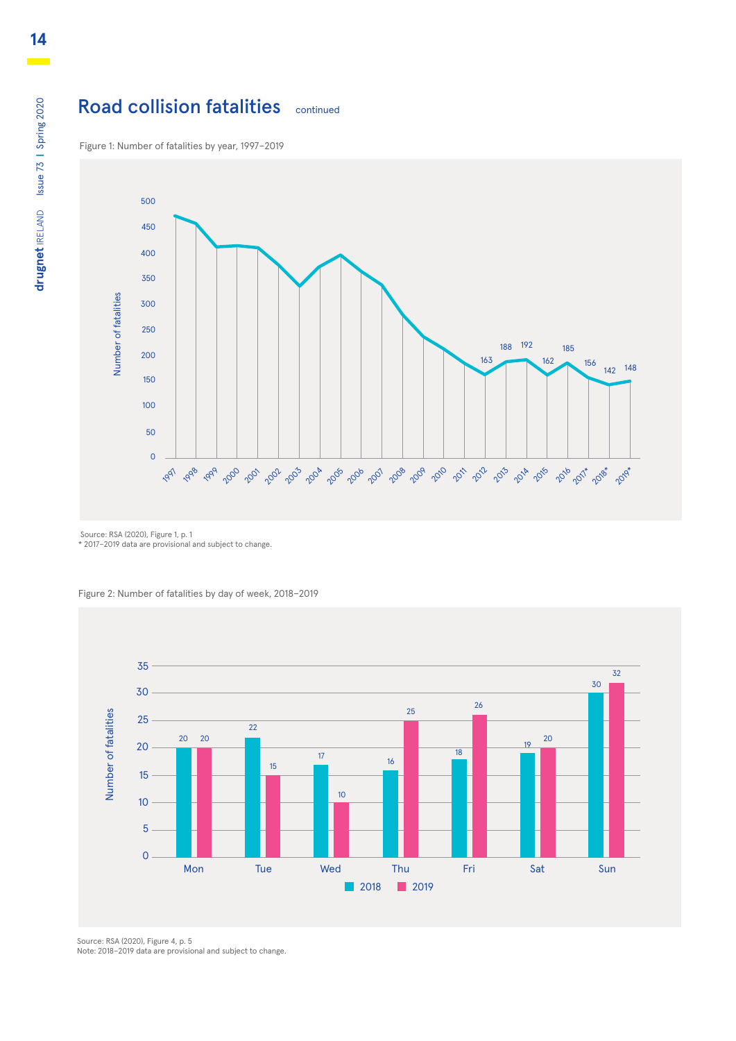## Road collision fatalities continued

Figure 1: Number of fatalities by year, 1997–2019

Source: RSA (2020), Figure 1, p. 1
* 2017–2019 data are provisional and subject to change.

Figure 2: Number of fatalities by day of week, 2018–2019

| Day | 2018 | 2019 |
|---|---|---|
| Mon | 20 | 20 |
| Tue | 22 | 15 |
| Wed | 17 | 10 |
| Thu | 16 | 25 |
| Fri | 18 | 26 |
| Sat | 19 | 20 |
| Sun | 30 | 32 |

Source: RSA (2020), Figure 4, p. 5
Note: 2018–2019 data are provisional and subject to change.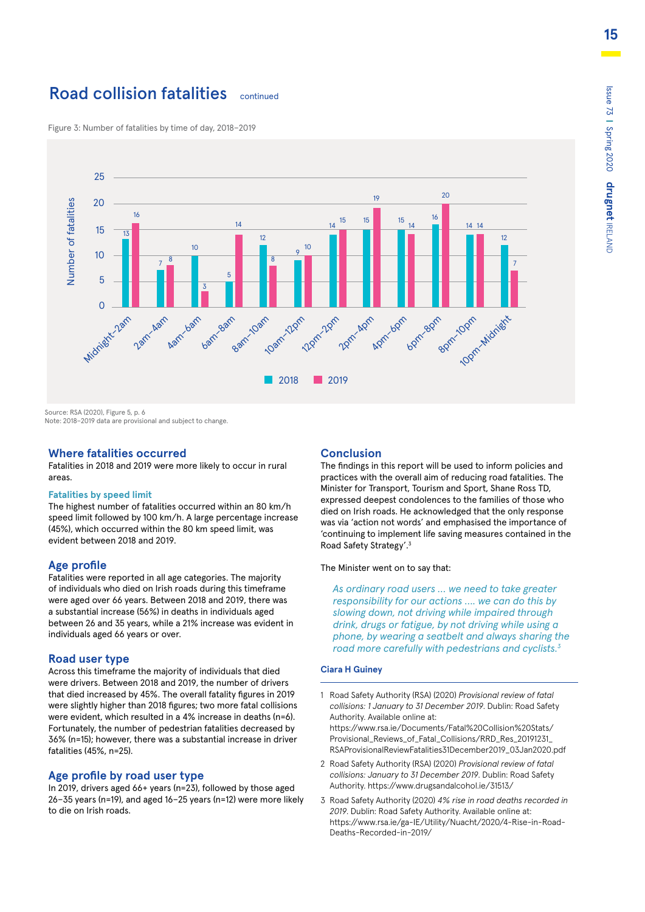# Road collision fatalities continued

Figure 3: Number of fatalities by time of day, 2018–2019

| Time of day | 2018 | 2019 |
|---|---|---|
| Midnight–2am | 13 | 16 |
| 2am–4am | 7 | 8 |
| 4am–6am | 10 | 3 |
| 6am–8am | 5 | 14 |
| 8am–10am | 12 | 8 |
| 10am–12pm | 9 | 10 |
| 12pm–2pm | 14 | 15 |
| 2pm–4pm | 15 | 19 |
| 4pm–6pm | 15 | 14 |
| 6pm–8pm | 16 | 20 |
| 8pm–10pm | 14 | 14 |
| 10pm–Midnight | 12 | 7 |

Source: RSA (2020), Figure 5, p. 6
Note: 2018–2019 data are provisional and subject to change.

## Where fatalities occurred

Fatalities in 2018 and 2019 were more likely to occur in rural areas.

### Fatalities by speed limit

The highest number of fatalities occurred within an 80 km/h speed limit followed by 100 km/h. A large percentage increase (45%), which occurred within the 80 km speed limit, was evident between 2018 and 2019.

## Age profile

Fatalities were reported in all age categories. The majority of individuals who died on Irish roads during this timeframe were aged over 66 years. Between 2018 and 2019, there was a substantial increase (56%) in deaths in individuals aged between 26 and 35 years, while a 21% increase was evident in individuals aged 66 years or over.

## Road user type

Across this timeframe the majority of individuals that died were drivers. Between 2018 and 2019, the number of drivers that died increased by 45%. The overall fatality figures in 2019 were slightly higher than 2018 figures; two more fatal collisions were evident, which resulted in a 4% increase in deaths (n=6). Fortunately, the number of pedestrian fatalities decreased by 36% (n=15); however, there was a substantial increase in driver fatalities (45%, n=25).

## Age profile by road user type

In 2019, drivers aged 66+ years (n=23), followed by those aged 26–35 years (n=19), and aged 16–25 years (n=12) were more likely to die on Irish roads.

## Conclusion

The findings in this report will be used to inform policies and practices with the overall aim of reducing road fatalities. The Minister for Transport, Tourism and Sport, Shane Ross TD, expressed deepest condolences to the families of those who died on Irish roads. He acknowledged that the only response was via 'action not words' and emphasised the importance of 'continuing to implement life saving measures contained in the Road Safety Strategy'.[3]

The Minister went on to say that:

> *As ordinary road users … we need to take greater responsibility for our actions …. we can do this by slowing down, not driving while impaired through drink, drugs or fatigue, by not driving while using a phone, by wearing a seatbelt and always sharing the road more carefully with pedestrians and cyclists.*[3]

**Ciara H Guiney**

1. Road Safety Authority (RSA) (2020) *Provisional review of fatal collisions: 1 January to 31 December 2019*. Dublin: Road Safety Authority. Available online at: https://www.rsa.ie/Documents/Fatal%20Collision%20Stats/Provisional_Reviews_of_Fatal_Collisions/RRD_Res_20191231_RSAProvisionalReviewFatalities31December2019_03Jan2020.pdf
2. Road Safety Authority (RSA) (2020) *Provisional review of fatal collisions: January to 31 December 2019*. Dublin: Road Safety Authority. https://www.drugsandalcohol.ie/31513/
3. Road Safety Authority (2020) *4% rise in road deaths recorded in 2019*. Dublin: Road Safety Authority. Available online at: https://www.rsa.ie/ga-IE/Utility/Nuacht/2020/4-Rise-in-Road-Deaths-Recorded-in-2019/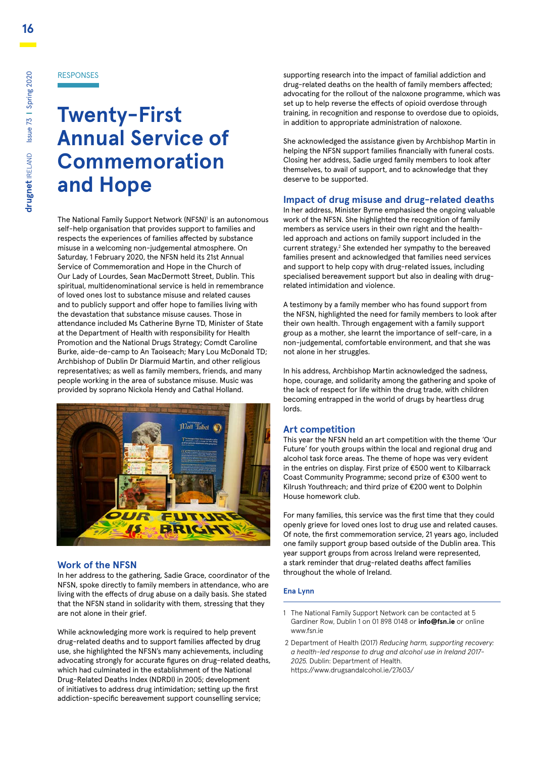RESPONSES

# Twenty-First Annual Service of Commemoration and Hope

The National Family Support Network (NFSN)[1] is an autonomous self-help organisation that provides support to families and respects the experiences of families affected by substance misuse in a welcoming non-judgemental atmosphere. On Saturday, 1 February 2020, the NFSN held its 21st Annual Service of Commemoration and Hope in the Church of Our Lady of Lourdes, Sean MacDermott Street, Dublin. This spiritual, multidenominational service is held in remembrance of loved ones lost to substance misuse and related causes and to publicly support and offer hope to families living with the devastation that substance misuse causes. Those in attendance included Ms Catherine Byrne TD, Minister of State at the Department of Health with responsibility for Health Promotion and the National Drugs Strategy; Comdt Caroline Burke, aide-de-camp to An Taoiseach; Mary Lou McDonald TD; Archbishop of Dublin Dr Diarmuid Martin, and other religious representatives; as well as family members, friends, and many people working in the area of substance misuse. Music was provided by soprano Nickola Hendy and Cathal Holland.

## Work of the NFSN

In her address to the gathering, Sadie Grace, coordinator of the NFSN, spoke directly to family members in attendance, who are living with the effects of drug abuse on a daily basis. She stated that the NFSN stand in solidarity with them, stressing that they are not alone in their grief.

While acknowledging more work is required to help prevent drug-related deaths and to support families affected by drug use, she highlighted the NFSN's many achievements, including advocating strongly for accurate figures on drug-related deaths, which had culminated in the establishment of the National Drug-Related Deaths Index (NDRDI) in 2005; development of initiatives to address drug intimidation; setting up the first addiction-specific bereavement support counselling service; supporting research into the impact of familial addiction and drug-related deaths on the health of family members affected; advocating for the rollout of the naloxone programme, which was set up to help reverse the effects of opioid overdose through training, in recognition and response to overdose due to opioids, in addition to appropriate administration of naloxone.

She acknowledged the assistance given by Archbishop Martin in helping the NFSN support families financially with funeral costs. Closing her address, Sadie urged family members to look after themselves, to avail of support, and to acknowledge that they deserve to be supported.

## Impact of drug misuse and drug-related deaths

In her address, Minister Byrne emphasised the ongoing valuable work of the NFSN. She highlighted the recognition of family members as service users in their own right and the health-led approach and actions on family support included in the current strategy.[2] She extended her sympathy to the bereaved families present and acknowledged that families need services and support to help copy with drug-related issues, including specialised bereavement support but also in dealing with drug-related intimidation and violence.

A testimony by a family member who has found support from the NFSN, highlighted the need for family members to look after their own health. Through engagement with a family support group as a mother, she learnt the importance of self-care, in a non-judgemental, comfortable environment, and that she was not alone in her struggles.

In his address, Archbishop Martin acknowledged the sadness, hope, courage, and solidarity among the gathering and spoke of the lack of respect for life within the drug trade, with children becoming entrapped in the world of drugs by heartless drug lords.

## Art competition

This year the NFSN held an art competition with the theme 'Our Future' for youth groups within the local and regional drug and alcohol task force areas. The theme of hope was very evident in the entries on display. First prize of €500 went to Kilbarrack Coast Community Programme; second prize of €300 went to Kilrush Youthreach; and third prize of €200 went to Dolphin House homework club.

For many families, this service was the first time that they could openly grieve for loved ones lost to drug use and related causes. Of note, the first commemoration service, 21 years ago, included one family support group based outside of the Dublin area. This year support groups from across Ireland were represented, a stark reminder that drug-related deaths affect families throughout the whole of Ireland.

**Ena Lynn**

---

1 The National Family Support Network can be contacted at 5 Gardiner Row, Dublin 1 on 01 898 0148 or **info@fsn.ie** or online www.fsn.ie

2 Department of Health (2017) *Reducing harm, supporting recovery: a health-led response to drug and alcohol use in Ireland 2017–2025.* Dublin: Department of Health. https://www.drugsandalcohol.ie/27603/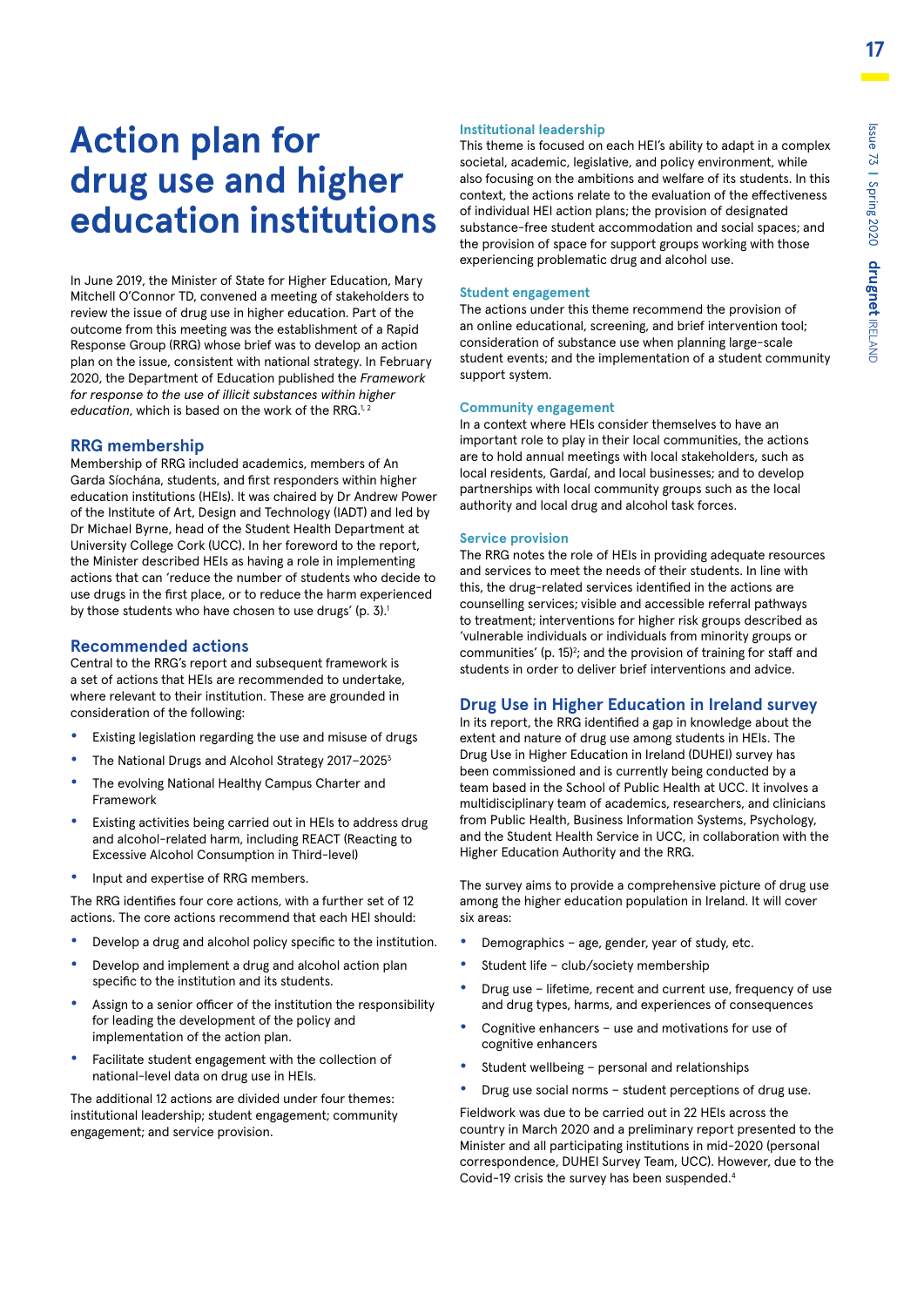# Action plan for drug use and higher education institutions

In June 2019, the Minister of State for Higher Education, Mary Mitchell O'Connor TD, convened a meeting of stakeholders to review the issue of drug use in higher education. Part of the outcome from this meeting was the establishment of a Rapid Response Group (RRG) whose brief was to develop an action plan on the issue, consistent with national strategy. In February 2020, the Department of Education published the *Framework for response to the use of illicit substances within higher education*, which is based on the work of the RRG.[1, 2]

## RRG membership

Membership of RRG included academics, members of An Garda Síochána, students, and first responders within higher education institutions (HEIs). It was chaired by Dr Andrew Power of the Institute of Art, Design and Technology (IADT) and led by Dr Michael Byrne, head of the Student Health Department at University College Cork (UCC). In her foreword to the report, the Minister described HEIs as having a role in implementing actions that can 'reduce the number of students who decide to use drugs in the first place, or to reduce the harm experienced by those students who have chosen to use drugs' (p. 3).[1]

## Recommended actions

Central to the RRG's report and subsequent framework is a set of actions that HEIs are recommended to undertake, where relevant to their institution. These are grounded in consideration of the following:

- Existing legislation regarding the use and misuse of drugs
- The National Drugs and Alcohol Strategy 2017–2025[3]
- The evolving National Healthy Campus Charter and Framework
- Existing activities being carried out in HEIs to address drug and alcohol-related harm, including REACT (Reacting to Excessive Alcohol Consumption in Third-level)
- Input and expertise of RRG members.

The RRG identifies four core actions, with a further set of 12 actions. The core actions recommend that each HEI should:

- Develop a drug and alcohol policy specific to the institution.
- Develop and implement a drug and alcohol action plan specific to the institution and its students.
- Assign to a senior officer of the institution the responsibility for leading the development of the policy and implementation of the action plan.
- Facilitate student engagement with the collection of national-level data on drug use in HEIs.

The additional 12 actions are divided under four themes: institutional leadership; student engagement; community engagement; and service provision.

### Institutional leadership

This theme is focused on each HEI's ability to adapt in a complex societal, academic, legislative, and policy environment, while also focusing on the ambitions and welfare of its students. In this context, the actions relate to the evaluation of the effectiveness of individual HEI action plans; the provision of designated substance-free student accommodation and social spaces; and the provision of space for support groups working with those experiencing problematic drug and alcohol use.

### Student engagement

The actions under this theme recommend the provision of an online educational, screening, and brief intervention tool; consideration of substance use when planning large-scale student events; and the implementation of a student community support system.

### Community engagement

In a context where HEIs consider themselves to have an important role to play in their local communities, the actions are to hold annual meetings with local stakeholders, such as local residents, Gardaí, and local businesses; and to develop partnerships with local community groups such as the local authority and local drug and alcohol task forces.

### Service provision

The RRG notes the role of HEIs in providing adequate resources and services to meet the needs of their students. In line with this, the drug-related services identified in the actions are counselling services; visible and accessible referral pathways to treatment; interventions for higher risk groups described as 'vulnerable individuals or individuals from minority groups or communities' (p. 15)[2]; and the provision of training for staff and students in order to deliver brief interventions and advice.

## Drug Use in Higher Education in Ireland survey

In its report, the RRG identified a gap in knowledge about the extent and nature of drug use among students in HEIs. The Drug Use in Higher Education in Ireland (DUHEI) survey has been commissioned and is currently being conducted by a team based in the School of Public Health at UCC. It involves a multidisciplinary team of academics, researchers, and clinicians from Public Health, Business Information Systems, Psychology, and the Student Health Service in UCC, in collaboration with the Higher Education Authority and the RRG.

The survey aims to provide a comprehensive picture of drug use among the higher education population in Ireland. It will cover six areas:

- Demographics – age, gender, year of study, etc.
- Student life – club/society membership
- Drug use – lifetime, recent and current use, frequency of use and drug types, harms, and experiences of consequences
- Cognitive enhancers – use and motivations for use of cognitive enhancers
- Student wellbeing – personal and relationships
- Drug use social norms – student perceptions of drug use.

Fieldwork was due to be carried out in 22 HEIs across the country in March 2020 and a preliminary report presented to the Minister and all participating institutions in mid-2020 (personal correspondence, DUHEI Survey Team, UCC). However, due to the Covid-19 crisis the survey has been suspended.[4]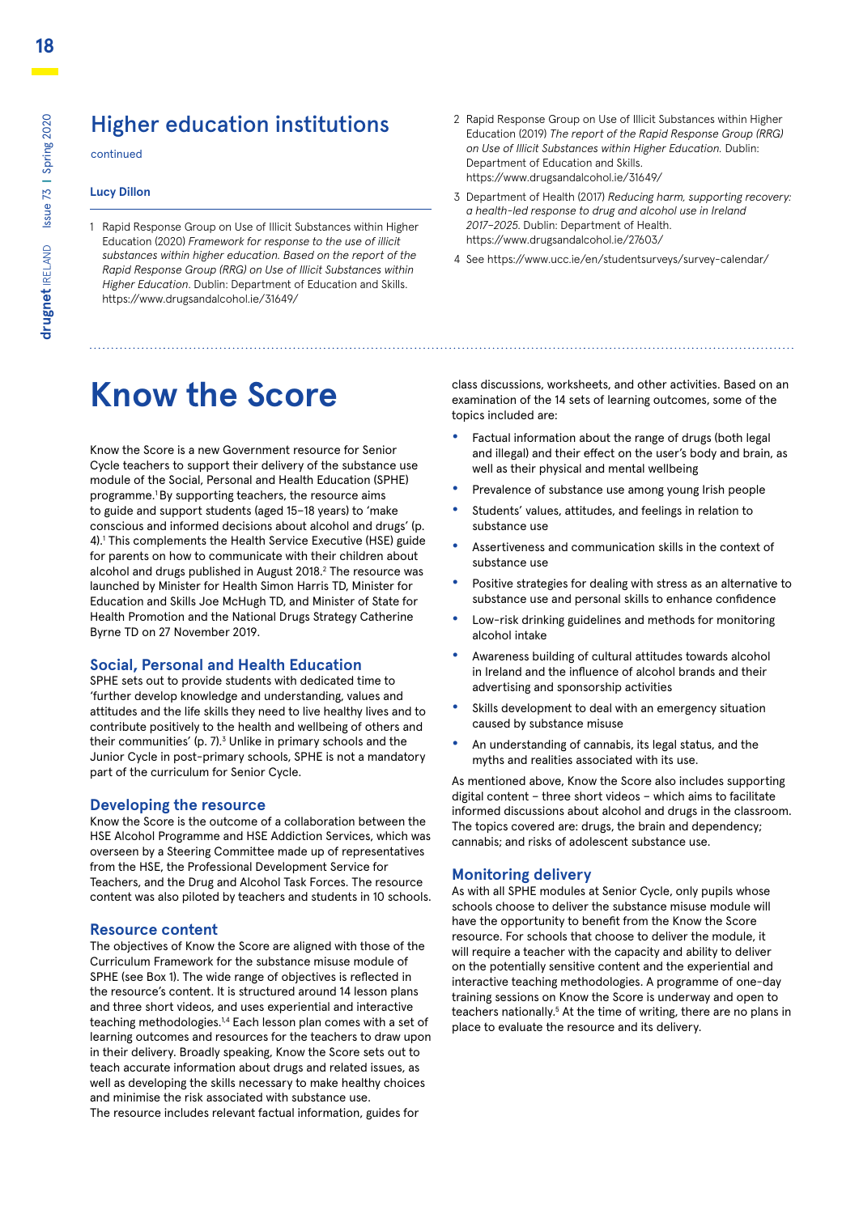## Higher education institutions

continued

**Lucy Dillon**

1 Rapid Response Group on Use of Illicit Substances within Higher Education (2020) *Framework for response to the use of illicit substances within higher education. Based on the report of the Rapid Response Group (RRG) on Use of Illicit Substances within Higher Education*. Dublin: Department of Education and Skills. https://www.drugsandalcohol.ie/31649/

2 Rapid Response Group on Use of Illicit Substances within Higher Education (2019) *The report of the Rapid Response Group (RRG) on Use of Illicit Substances within Higher Education.* Dublin: Department of Education and Skills. https://www.drugsandalcohol.ie/31649/

3 Department of Health (2017) *Reducing harm, supporting recovery: a health-led response to drug and alcohol use in Ireland 2017–2025.* Dublin: Department of Health. https://www.drugsandalcohol.ie/27603/

4 See https://www.ucc.ie/en/studentsurveys/survey-calendar/

# Know the Score

Know the Score is a new Government resource for Senior Cycle teachers to support their delivery of the substance use module of the Social, Personal and Health Education (SPHE) programme.[1] By supporting teachers, the resource aims to guide and support students (aged 15–18 years) to 'make conscious and informed decisions about alcohol and drugs' (p. 4).[1] This complements the Health Service Executive (HSE) guide for parents on how to communicate with their children about alcohol and drugs published in August 2018.[2] The resource was launched by Minister for Health Simon Harris TD, Minister for Education and Skills Joe McHugh TD, and Minister of State for Health Promotion and the National Drugs Strategy Catherine Byrne TD on 27 November 2019.

### Social, Personal and Health Education

SPHE sets out to provide students with dedicated time to 'further develop knowledge and understanding, values and attitudes and the life skills they need to live healthy lives and to contribute positively to the health and wellbeing of others and their communities' (p. 7).[3] Unlike in primary schools and the Junior Cycle in post-primary schools, SPHE is not a mandatory part of the curriculum for Senior Cycle.

### Developing the resource

Know the Score is the outcome of a collaboration between the HSE Alcohol Programme and HSE Addiction Services, which was overseen by a Steering Committee made up of representatives from the HSE, the Professional Development Service for Teachers, and the Drug and Alcohol Task Forces. The resource content was also piloted by teachers and students in 10 schools.

### Resource content

The objectives of Know the Score are aligned with those of the Curriculum Framework for the substance misuse module of SPHE (see Box 1). The wide range of objectives is reflected in the resource's content. It is structured around 14 lesson plans and three short videos, and uses experiential and interactive teaching methodologies.[1,4] Each lesson plan comes with a set of learning outcomes and resources for the teachers to draw upon in their delivery. Broadly speaking, Know the Score sets out to teach accurate information about drugs and related issues, as well as developing the skills necessary to make healthy choices and minimise the risk associated with substance use.

The resource includes relevant factual information, guides for class discussions, worksheets, and other activities. Based on an examination of the 14 sets of learning outcomes, some of the topics included are:

- Factual information about the range of drugs (both legal and illegal) and their effect on the user's body and brain, as well as their physical and mental wellbeing
- Prevalence of substance use among young Irish people
- Students' values, attitudes, and feelings in relation to substance use
- Assertiveness and communication skills in the context of substance use
- Positive strategies for dealing with stress as an alternative to substance use and personal skills to enhance confidence
- Low-risk drinking guidelines and methods for monitoring alcohol intake
- Awareness building of cultural attitudes towards alcohol in Ireland and the influence of alcohol brands and their advertising and sponsorship activities
- Skills development to deal with an emergency situation caused by substance misuse
- An understanding of cannabis, its legal status, and the myths and realities associated with its use.

As mentioned above, Know the Score also includes supporting digital content – three short videos – which aims to facilitate informed discussions about alcohol and drugs in the classroom. The topics covered are: drugs, the brain and dependency; cannabis; and risks of adolescent substance use.

### Monitoring delivery

As with all SPHE modules at Senior Cycle, only pupils whose schools choose to deliver the substance misuse module will have the opportunity to benefit from the Know the Score resource. For schools that choose to deliver the module, it will require a teacher with the capacity and ability to deliver on the potentially sensitive content and the experiential and interactive teaching methodologies. A programme of one-day training sessions on Know the Score is underway and open to teachers nationally.[5] At the time of writing, there are no plans in place to evaluate the resource and its delivery.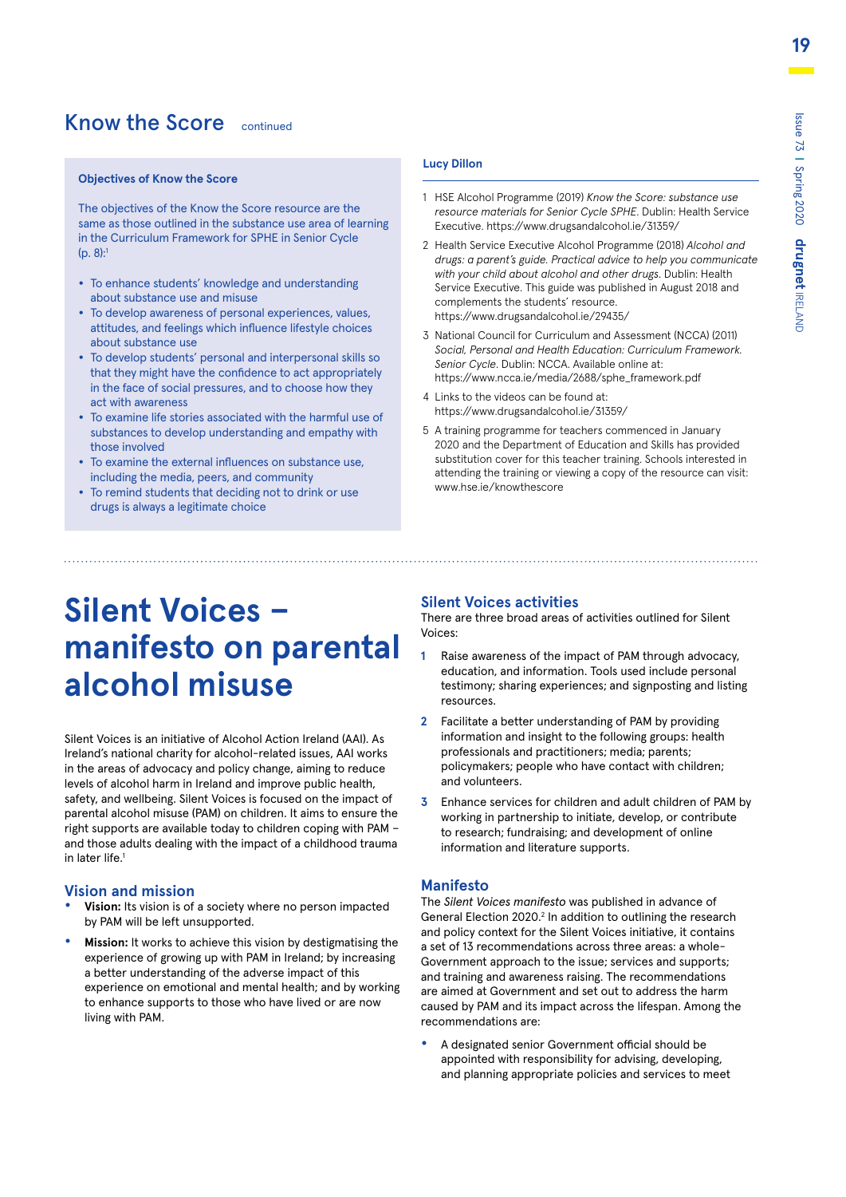## Know the Score continued

**Objectives of Know the Score**

The objectives of the Know the Score resource are the same as those outlined in the substance use area of learning in the Curriculum Framework for SPHE in Senior Cycle (p. 8):[3]

- To enhance students' knowledge and understanding about substance use and misuse
- To develop awareness of personal experiences, values, attitudes, and feelings which influence lifestyle choices about substance use
- To develop students' personal and interpersonal skills so that they might have the confidence to act appropriately in the face of social pressures, and to choose how they act with awareness
- To examine life stories associated with the harmful use of substances to develop understanding and empathy with those involved
- To examine the external influences on substance use, including the media, peers, and community
- To remind students that deciding not to drink or use drugs is always a legitimate choice

**Lucy Dillon**

1 HSE Alcohol Programme (2019) *Know the Score: substance use resource materials for Senior Cycle SPHE.* Dublin: Health Service Executive. https://www.drugsandalcohol.ie/31359/

2 Health Service Executive Alcohol Programme (2018) *Alcohol and drugs: a parent's guide. Practical advice to help you communicate with your child about alcohol and other drugs.* Dublin: Health Service Executive. This guide was published in August 2018 and complements the students' resource. https://www.drugsandalcohol.ie/29435/

3 National Council for Curriculum and Assessment (NCCA) (2011) *Social, Personal and Health Education: Curriculum Framework. Senior Cycle.* Dublin: NCCA. Available online at: https://www.ncca.ie/media/2688/sphe_framework.pdf

4 Links to the videos can be found at: https://www.drugsandalcohol.ie/31359/

5 A training programme for teachers commenced in January 2020 and the Department of Education and Skills has provided substitution cover for this teacher training. Schools interested in attending the training or viewing a copy of the resource can visit: www.hse.ie/knowthescore

# Silent Voices – manifesto on parental alcohol misuse

Silent Voices is an initiative of Alcohol Action Ireland (AAI). As Ireland's national charity for alcohol-related issues, AAI works in the areas of advocacy and policy change, aiming to reduce levels of alcohol harm in Ireland and improve public health, safety, and wellbeing. Silent Voices is focused on the impact of parental alcohol misuse (PAM) on children. It aims to ensure the right supports are available today to children coping with PAM – and those adults dealing with the impact of a childhood trauma in later life.[1]

### Vision and mission

- **Vision:** Its vision is of a society where no person impacted by PAM will be left unsupported.
- **Mission:** It works to achieve this vision by destigmatising the experience of growing up with PAM in Ireland; by increasing a better understanding of the adverse impact of this experience on emotional and mental health; and by working to enhance supports to those who have lived or are now living with PAM.

### Silent Voices activities

There are three broad areas of activities outlined for Silent Voices:

1. Raise awareness of the impact of PAM through advocacy, education, and information. Tools used include personal testimony; sharing experiences; and signposting and listing resources.
2. Facilitate a better understanding of PAM by providing information and insight to the following groups: health professionals and practitioners; media; parents; policymakers; people who have contact with children; and volunteers.
3. Enhance services for children and adult children of PAM by working in partnership to initiate, develop, or contribute to research; fundraising; and development of online information and literature supports.

### Manifesto

The *Silent Voices manifesto* was published in advance of General Election 2020.[2] In addition to outlining the research and policy context for the Silent Voices initiative, it contains a set of 13 recommendations across three areas: a whole-Government approach to the issue; services and supports; and training and awareness raising. The recommendations are aimed at Government and set out to address the harm caused by PAM and its impact across the lifespan. Among the recommendations are:

- A designated senior Government official should be appointed with responsibility for advising, developing, and planning appropriate policies and services to meet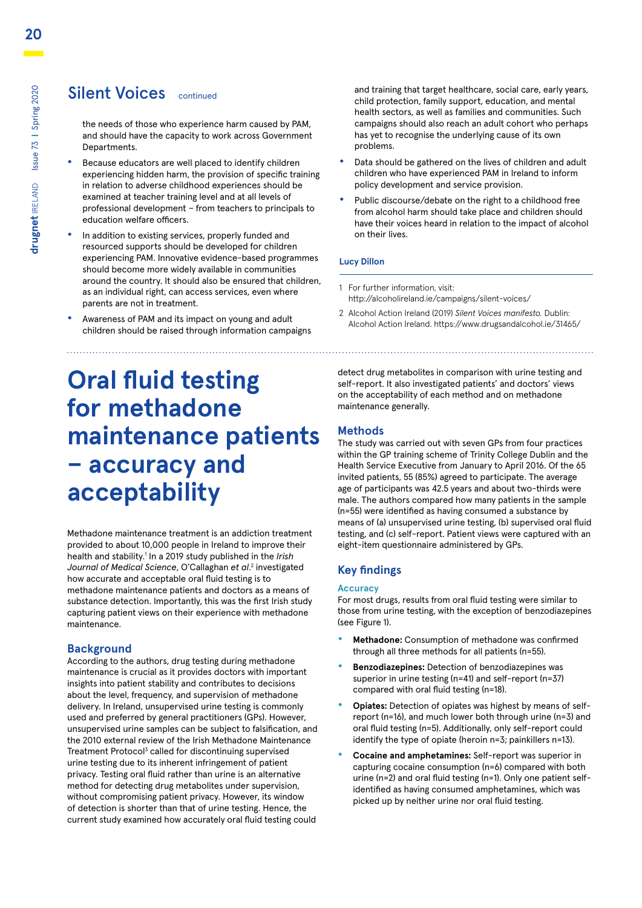## Silent Voices continued

the needs of those who experience harm caused by PAM, and should have the capacity to work across Government Departments.

- Because educators are well placed to identify children experiencing hidden harm, the provision of specific training in relation to adverse childhood experiences should be examined at teacher training level and at all levels of professional development – from teachers to principals to education welfare officers.
- In addition to existing services, properly funded and resourced supports should be developed for children experiencing PAM. Innovative evidence-based programmes should become more widely available in communities around the country. It should also be ensured that children, as an individual right, can access services, even where parents are not in treatment.
- Awareness of PAM and its impact on young and adult children should be raised through information campaigns and training that target healthcare, social care, early years, child protection, family support, education, and mental health sectors, as well as families and communities. Such campaigns should also reach an adult cohort who perhaps has yet to recognise the underlying cause of its own problems.
- Data should be gathered on the lives of children and adult children who have experienced PAM in Ireland to inform policy development and service provision.
- Public discourse/debate on the right to a childhood free from alcohol harm should take place and children should have their voices heard in relation to the impact of alcohol on their lives.

**Lucy Dillon**

1 For further information, visit: http://alcoholireland.ie/campaigns/silent-voices/

2 Alcohol Action Ireland (2019) *Silent Voices manifesto.* Dublin: Alcohol Action Ireland. https://www.drugsandalcohol.ie/31465/

# Oral fluid testing for methadone maintenance patients – accuracy and acceptability

Methadone maintenance treatment is an addiction treatment provided to about 10,000 people in Ireland to improve their health and stability.[1] In a 2019 study published in the *Irish Journal of Medical Science*, O'Callaghan *et al.*[2] investigated how accurate and acceptable oral fluid testing is to methadone maintenance patients and doctors as a means of substance detection. Importantly, this was the first Irish study capturing patient views on their experience with methadone maintenance.

### Background

According to the authors, drug testing during methadone maintenance is crucial as it provides doctors with important insights into patient stability and contributes to decisions about the level, frequency, and supervision of methadone delivery. In Ireland, unsupervised urine testing is commonly used and preferred by general practitioners (GPs). However, unsupervised urine samples can be subject to falsification, and the 2010 external review of the Irish Methadone Maintenance Treatment Protocol[3] called for discontinuing supervised urine testing due to its inherent infringement of patient privacy. Testing oral fluid rather than urine is an alternative method for detecting drug metabolites under supervision, without compromising patient privacy. However, its window of detection is shorter than that of urine testing. Hence, the current study examined how accurately oral fluid testing could detect drug metabolites in comparison with urine testing and self-report. It also investigated patients' and doctors' views on the acceptability of each method and on methadone maintenance generally.

### Methods

The study was carried out with seven GPs from four practices within the GP training scheme of Trinity College Dublin and the Health Service Executive from January to April 2016. Of the 65 invited patients, 55 (85%) agreed to participate. The average age of participants was 42.5 years and about two-thirds were male. The authors compared how many patients in the sample (n=55) were identified as having consumed a substance by means of (a) unsupervised urine testing, (b) supervised oral fluid testing, and (c) self-report. Patient views were captured with an eight-item questionnaire administered by GPs.

### Key findings

#### Accuracy

For most drugs, results from oral fluid testing were similar to those from urine testing, with the exception of benzodiazepines (see Figure 1).

- **Methadone:** Consumption of methadone was confirmed through all three methods for all patients (n=55).
- **Benzodiazepines:** Detection of benzodiazepines was superior in urine testing (n=41) and self-report (n=37) compared with oral fluid testing (n=18).
- **Opiates:** Detection of opiates was highest by means of self-report (n=16), and much lower both through urine (n=3) and oral fluid testing (n=5). Additionally, only self-report could identify the type of opiate (heroin n=3; painkillers n=13).
- **Cocaine and amphetamines:** Self-report was superior in capturing cocaine consumption (n=6) compared with both urine (n=2) and oral fluid testing (n=1). Only one patient self-identified as having consumed amphetamines, which was picked up by neither urine nor oral fluid testing.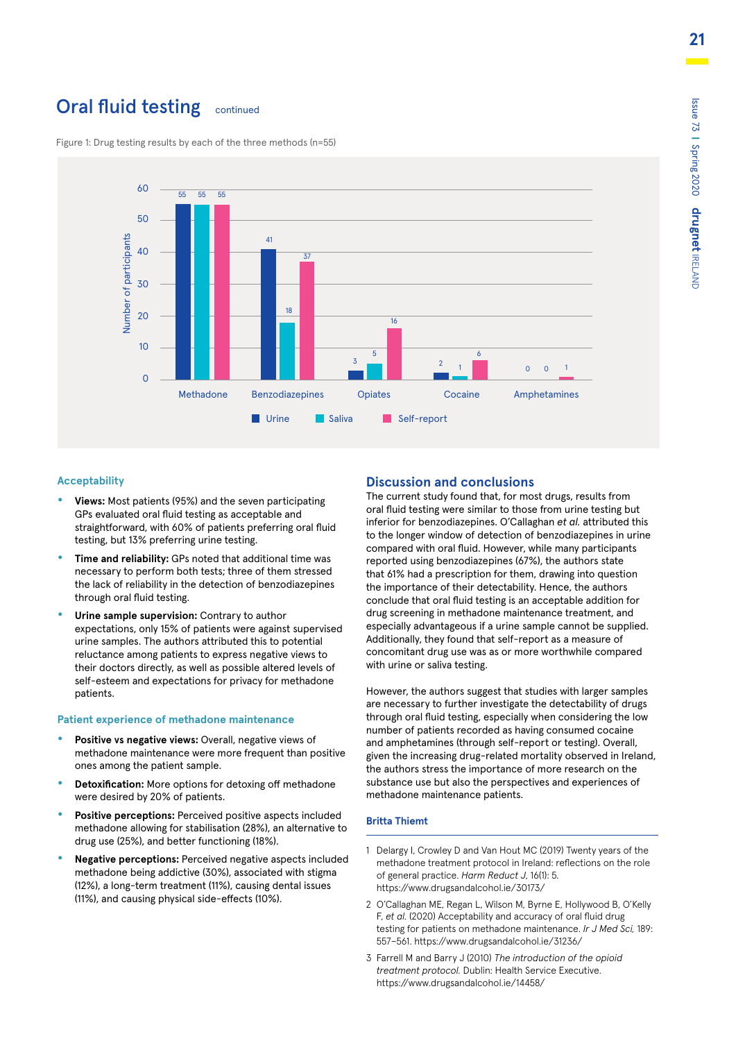## Oral fluid testing continued

Figure 1: Drug testing results by each of the three methods (n=55)

| | Urine | Saliva | Self-report |
|---|---|---|---|
| Methadone | 55 | 55 | 55 |
| Benzodiazepines | 41 | 18 | 37 |
| Opiates | 3 | 5 | 16 |
| Cocaine | 2 | 1 | 6 |
| Amphetamines | 0 | 0 | 1 |

### Acceptability

- **Views:** Most patients (95%) and the seven participating GPs evaluated oral fluid testing as acceptable and straightforward, with 60% of patients preferring oral fluid testing, but 13% preferring urine testing.
- **Time and reliability:** GPs noted that additional time was necessary to perform both tests; three of them stressed the lack of reliability in the detection of benzodiazepines through oral fluid testing.
- **Urine sample supervision:** Contrary to author expectations, only 15% of patients were against supervised urine samples. The authors attributed this to potential reluctance among patients to express negative views to their doctors directly, as well as possible altered levels of self-esteem and expectations for privacy for methadone patients.

### Patient experience of methadone maintenance

- **Positive vs negative views:** Overall, negative views of methadone maintenance were more frequent than positive ones among the patient sample.
- **Detoxification:** More options for detoxing off methadone were desired by 20% of patients.
- **Positive perceptions:** Perceived positive aspects included methadone allowing for stabilisation (28%), an alternative to drug use (25%), and better functioning (18%).
- **Negative perceptions:** Perceived negative aspects included methadone being addictive (30%), associated with stigma (12%), a long-term treatment (11%), causing dental issues (11%), and causing physical side-effects (10%).

## Discussion and conclusions

The current study found that, for most drugs, results from oral fluid testing were similar to those from urine testing but inferior for benzodiazepines. O'Callaghan *et al.* attributed this to the longer window of detection of benzodiazepines in urine compared with oral fluid. However, while many participants reported using benzodiazepines (67%), the authors state that 61% had a prescription for them, drawing into question the importance of their detectability. Hence, the authors conclude that oral fluid testing is an acceptable addition for drug screening in methadone maintenance treatment, and especially advantageous if a urine sample cannot be supplied. Additionally, they found that self-report as a measure of concomitant drug use was as or more worthwhile compared with urine or saliva testing.

However, the authors suggest that studies with larger samples are necessary to further investigate the detectability of drugs through oral fluid testing, especially when considering the low number of patients recorded as having consumed cocaine and amphetamines (through self-report or testing). Overall, given the increasing drug-related mortality observed in Ireland, the authors stress the importance of more research on the substance use but also the perspectives and experiences of methadone maintenance patients.

**Britta Thiemt**

1. Delargy I, Crowley D and Van Hout MC (2019) Twenty years of the methadone treatment protocol in Ireland: reflections on the role of general practice. *Harm Reduct J,* 16(1): 5. https://www.drugsandalcohol.ie/30173/
2. O'Callaghan ME, Regan L, Wilson M, Byrne E, Hollywood B, O'Kelly F, *et al.* (2020) Acceptability and accuracy of oral fluid drug testing for patients on methadone maintenance. *Ir J Med Sci,* 189: 557–561. https://www.drugsandalcohol.ie/31236/
3. Farrell M and Barry J (2010) *The introduction of the opioid treatment protocol.* Dublin: Health Service Executive. https://www.drugsandalcohol.ie/14458/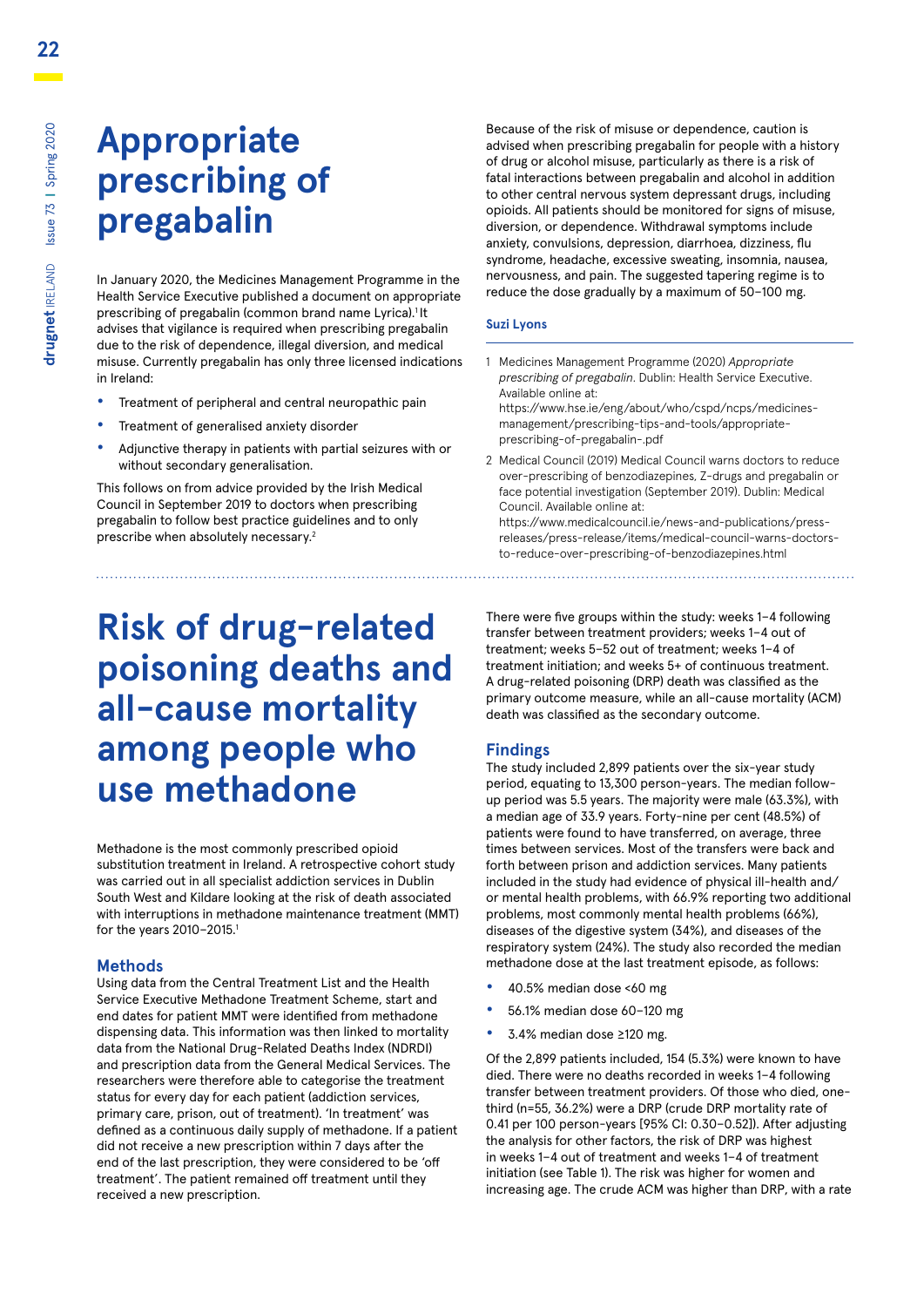# Appropriate prescribing of pregabalin

In January 2020, the Medicines Management Programme in the Health Service Executive published a document on appropriate prescribing of pregabalin (common brand name Lyrica).[1] It advises that vigilance is required when prescribing pregabalin due to the risk of dependence, illegal diversion, and medical misuse. Currently pregabalin has only three licensed indications in Ireland:

- Treatment of peripheral and central neuropathic pain
- Treatment of generalised anxiety disorder
- Adjunctive therapy in patients with partial seizures with or without secondary generalisation.

This follows on from advice provided by the Irish Medical Council in September 2019 to doctors when prescribing pregabalin to follow best practice guidelines and to only prescribe when absolutely necessary.[2]

Because of the risk of misuse or dependence, caution is advised when prescribing pregabalin for people with a history of drug or alcohol misuse, particularly as there is a risk of fatal interactions between pregabalin and alcohol in addition to other central nervous system depressant drugs, including opioids. All patients should be monitored for signs of misuse, diversion, or dependence. Withdrawal symptoms include anxiety, convulsions, depression, diarrhoea, dizziness, flu syndrome, headache, excessive sweating, insomnia, nausea, nervousness, and pain. The suggested tapering regime is to reduce the dose gradually by a maximum of 50–100 mg.

**Suzi Lyons**

1. Medicines Management Programme (2020) *Appropriate prescribing of pregabalin*. Dublin: Health Service Executive. Available online at: https://www.hse.ie/eng/about/who/cspd/ncps/medicines-management/prescribing-tips-and-tools/appropriate-prescribing-of-pregabalin-.pdf
2. Medical Council (2019) Medical Council warns doctors to reduce over-prescribing of benzodiazepines, Z-drugs and pregabalin or face potential investigation (September 2019). Dublin: Medical Council. Available online at: https://www.medicalcouncil.ie/news-and-publications/press-releases/press-release/items/medical-council-warns-doctors-to-reduce-over-prescribing-of-benzodiazepines.html

# Risk of drug-related poisoning deaths and all-cause mortality among people who use methadone

Methadone is the most commonly prescribed opioid substitution treatment in Ireland. A retrospective cohort study was carried out in all specialist addiction services in Dublin South West and Kildare looking at the risk of death associated with interruptions in methadone maintenance treatment (MMT) for the years 2010–2015.[1]

## Methods

Using data from the Central Treatment List and the Health Service Executive Methadone Treatment Scheme, start and end dates for patient MMT were identified from methadone dispensing data. This information was then linked to mortality data from the National Drug-Related Deaths Index (NDRDI) and prescription data from the General Medical Services. The researchers were therefore able to categorise the treatment status for every day for each patient (addiction services, primary care, prison, out of treatment). 'In treatment' was defined as a continuous daily supply of methadone. If a patient did not receive a new prescription within 7 days after the end of the last prescription, they were considered to be 'off treatment'. The patient remained off treatment until they received a new prescription.

There were five groups within the study: weeks 1–4 following transfer between treatment providers; weeks 1–4 out of treatment; weeks 5–52 out of treatment; weeks 1–4 of treatment initiation; and weeks 5+ of continuous treatment. A drug-related poisoning (DRP) death was classified as the primary outcome measure, while an all-cause mortality (ACM) death was classified as the secondary outcome.

## Findings

The study included 2,899 patients over the six-year study period, equating to 13,300 person-years. The median follow-up period was 5.5 years. The majority were male (63.3%), with a median age of 33.9 years. Forty-nine per cent (48.5%) of patients were found to have transferred, on average, three times between services. Most of the transfers were back and forth between prison and addiction services. Many patients included in the study had evidence of physical ill-health and/or mental health problems, with 66.9% reporting two additional problems, most commonly mental health problems (66%), diseases of the digestive system (34%), and diseases of the respiratory system (24%). The study also recorded the median methadone dose at the last treatment episode, as follows:

- 40.5% median dose <60 mg
- 56.1% median dose 60–120 mg
- 3.4% median dose ≥120 mg.

Of the 2,899 patients included, 154 (5.3%) were known to have died. There were no deaths recorded in weeks 1–4 following transfer between treatment providers. Of those who died, one-third (n=55, 36.2%) were a DRP (crude DRP mortality rate of 0.41 per 100 person-years [95% CI: 0.30–0.52]). After adjusting the analysis for other factors, the risk of DRP was highest in weeks 1–4 out of treatment and weeks 1–4 of treatment initiation (see Table 1). The risk was higher for women and increasing age. The crude ACM was higher than DRP, with a rate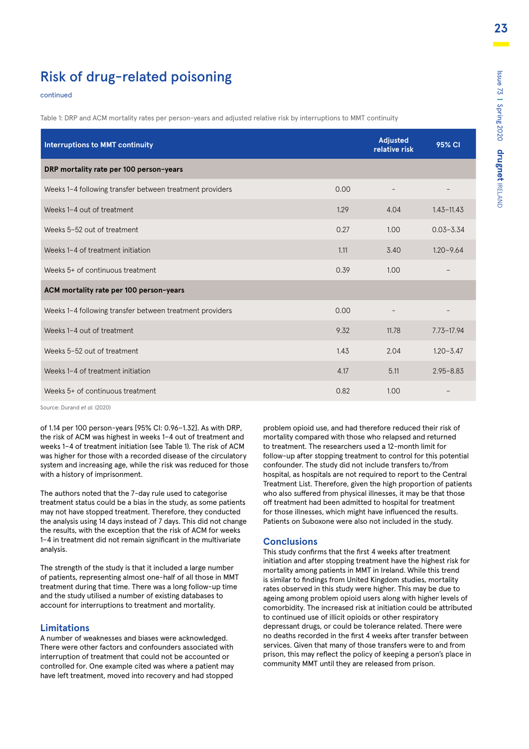## Risk of drug-related poisoning

continued

Table 1: DRP and ACM mortality rates per person-years and adjusted relative risk by interruptions to MMT continuity

| Interruptions to MMT continuity | | Adjusted relative risk | 95% CI |
|---|---|---|---|
| **DRP mortality rate per 100 person-years** | | | |
| Weeks 1–4 following transfer between treatment providers | 0.00 | – | – |
| Weeks 1–4 out of treatment | 1.29 | 4.04 | 1.43–11.43 |
| Weeks 5–52 out of treatment | 0.27 | 1.00 | 0.03–3.34 |
| Weeks 1–4 of treatment initiation | 1.11 | 3.40 | 1.20–9.64 |
| Weeks 5+ of continuous treatment | 0.39 | 1.00 | – |
| **ACM mortality rate per 100 person-years** | | | |
| Weeks 1–4 following transfer between treatment providers | 0.00 | – | – |
| Weeks 1–4 out of treatment | 9.32 | 11.78 | 7.73–17.94 |
| Weeks 5–52 out of treatment | 1.43 | 2.04 | 1.20–3.47 |
| Weeks 1–4 of treatment initiation | 4.17 | 5.11 | 2.95–8.83 |
| Weeks 5+ of continuous treatment | 0.82 | 1.00 | – |

Source: Durand *et al.* (2020)

of 1.14 per 100 person-years [95% CI: 0.96–1.32]. As with DRP, the risk of ACM was highest in weeks 1–4 out of treatment and weeks 1–4 of treatment initiation (see Table 1). The risk of ACM was higher for those with a recorded disease of the circulatory system and increasing age, while the risk was reduced for those with a history of imprisonment.

The authors noted that the 7-day rule used to categorise treatment status could be a bias in the study, as some patients may not have stopped treatment. Therefore, they conducted the analysis using 14 days instead of 7 days. This did not change the results, with the exception that the risk of ACM for weeks 1–4 in treatment did not remain significant in the multivariate analysis.

The strength of the study is that it included a large number of patients, representing almost one-half of all those in MMT treatment during that time. There was a long follow-up time and the study utilised a number of existing databases to account for interruptions to treatment and mortality.

### Limitations

A number of weaknesses and biases were acknowledged. There were other factors and confounders associated with interruption of treatment that could not be accounted or controlled for. One example cited was where a patient may have left treatment, moved into recovery and had stopped problem opioid use, and had therefore reduced their risk of mortality compared with those who relapsed and returned to treatment. The researchers used a 12-month limit for follow-up after stopping treatment to control for this potential confounder. The study did not include transfers to/from hospital, as hospitals are not required to report to the Central Treatment List. Therefore, given the high proportion of patients who also suffered from physical illnesses, it may be that those off treatment had been admitted to hospital for treatment for those illnesses, which might have influenced the results. Patients on Suboxone were also not included in the study.

### Conclusions

This study confirms that the first 4 weeks after treatment initiation and after stopping treatment have the highest risk for mortality among patients in MMT in Ireland. While this trend is similar to findings from United Kingdom studies, mortality rates observed in this study were higher. This may be due to ageing among problem opioid users along with higher levels of comorbidity. The increased risk at initiation could be attributed to continued use of illicit opioids or other respiratory depressant drugs, or could be tolerance related. There were no deaths recorded in the first 4 weeks after transfer between services. Given that many of those transfers were to and from prison, this may reflect the policy of keeping a person's place in community MMT until they are released from prison.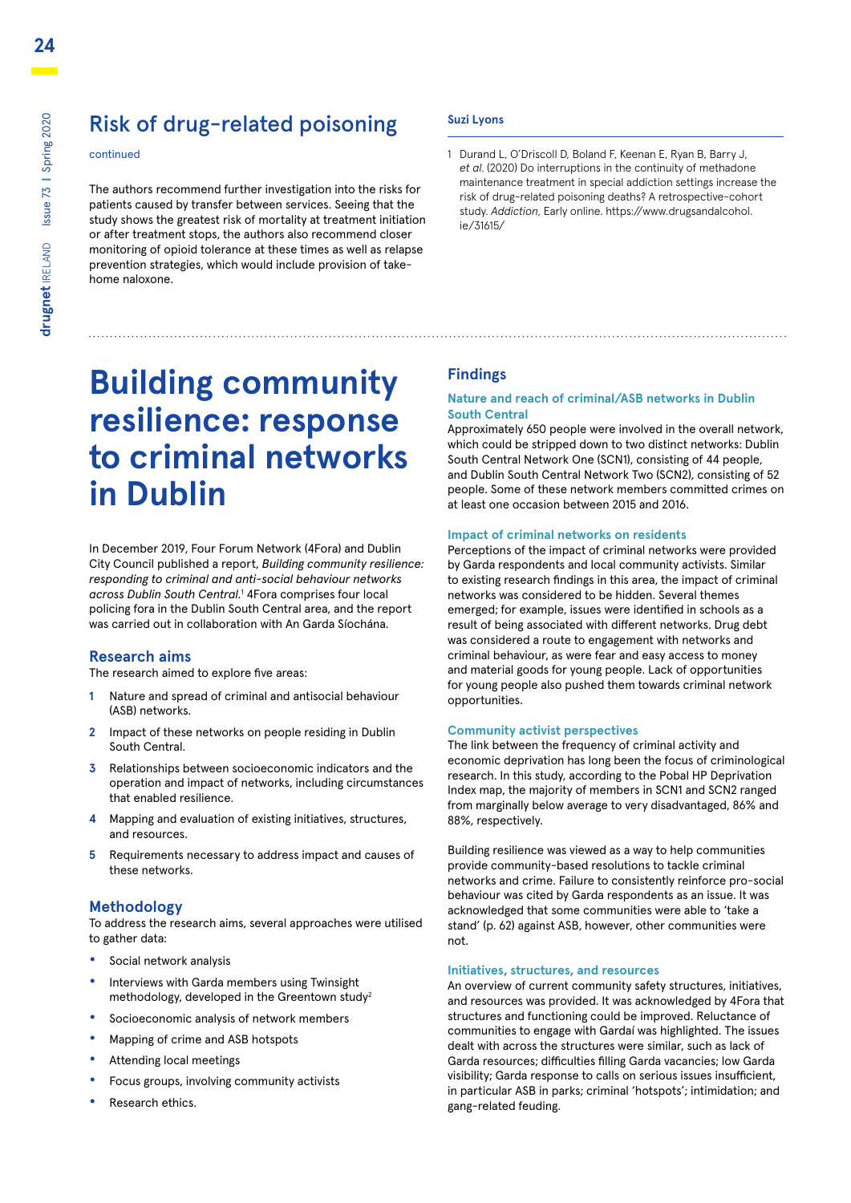## Risk of drug-related poisoning

continued

The authors recommend further investigation into the risks for patients caused by transfer between services. Seeing that the study shows the greatest risk of mortality at treatment initiation or after treatment stops, the authors also recommend closer monitoring of opioid tolerance at these times as well as relapse prevention strategies, which would include provision of take-home naloxone.

**Suzi Lyons**

1 Durand L, O'Driscoll D, Boland F, Keenan E, Ryan B, Barry J, *et al.* (2020) Do interruptions in the continuity of methadone maintenance treatment in special addiction settings increase the risk of drug-related poisoning deaths? A retrospective-cohort study. *Addiction*, Early online. https://www.drugsandalcohol.ie/31615/

# Building community resilience: response to criminal networks in Dublin

In December 2019, Four Forum Network (4Fora) and Dublin City Council published a report, *Building community resilience: responding to criminal and anti-social behaviour networks across Dublin South Central.*[1] 4Fora comprises four local policing fora in the Dublin South Central area, and the report was carried out in collaboration with An Garda Síochána.

### Research aims

The research aimed to explore five areas:

1. Nature and spread of criminal and antisocial behaviour (ASB) networks.
2. Impact of these networks on people residing in Dublin South Central.
3. Relationships between socioeconomic indicators and the operation and impact of networks, including circumstances that enabled resilience.
4. Mapping and evaluation of existing initiatives, structures, and resources.
5. Requirements necessary to address impact and causes of these networks.

### Methodology

To address the research aims, several approaches were utilised to gather data:

- Social network analysis
- Interviews with Garda members using Twinsight methodology, developed in the Greentown study[2]
- Socioeconomic analysis of network members
- Mapping of crime and ASB hotspots
- Attending local meetings
- Focus groups, involving community activists
- Research ethics.

### Findings

#### Nature and reach of criminal/ASB networks in Dublin South Central

Approximately 650 people were involved in the overall network, which could be stripped down to two distinct networks: Dublin South Central Network One (SCN1), consisting of 44 people, and Dublin South Central Network Two (SCN2), consisting of 52 people. Some of these network members committed crimes on at least one occasion between 2015 and 2016.

#### Impact of criminal networks on residents

Perceptions of the impact of criminal networks were provided by Garda respondents and local community activists. Similar to existing research findings in this area, the impact of criminal networks was considered to be hidden. Several themes emerged; for example, issues were identified in schools as a result of being associated with different networks. Drug debt was considered a route to engagement with networks and criminal behaviour, as were fear and easy access to money and material goods for young people. Lack of opportunities for young people also pushed them towards criminal network opportunities.

#### Community activist perspectives

The link between the frequency of criminal activity and economic deprivation has long been the focus of criminological research. In this study, according to the Pobal HP Deprivation Index map, the majority of members in SCN1 and SCN2 ranged from marginally below average to very disadvantaged, 86% and 88%, respectively.

Building resilience was viewed as a way to help communities provide community-based resolutions to tackle criminal networks and crime. Failure to consistently reinforce pro-social behaviour was cited by Garda respondents as an issue. It was acknowledged that some communities were able to 'take a stand' (p. 62) against ASB, however, other communities were not.

#### Initiatives, structures, and resources

An overview of current community safety structures, initiatives, and resources was provided. It was acknowledged by 4Fora that structures and functioning could be improved. Reluctance of communities to engage with Gardaí was highlighted. The issues dealt with across the structures were similar, such as lack of Garda resources; difficulties filling Garda vacancies; low Garda visibility; Garda response to calls on serious issues insufficient, in particular ASB in parks; criminal 'hotspots'; intimidation; and gang-related feuding.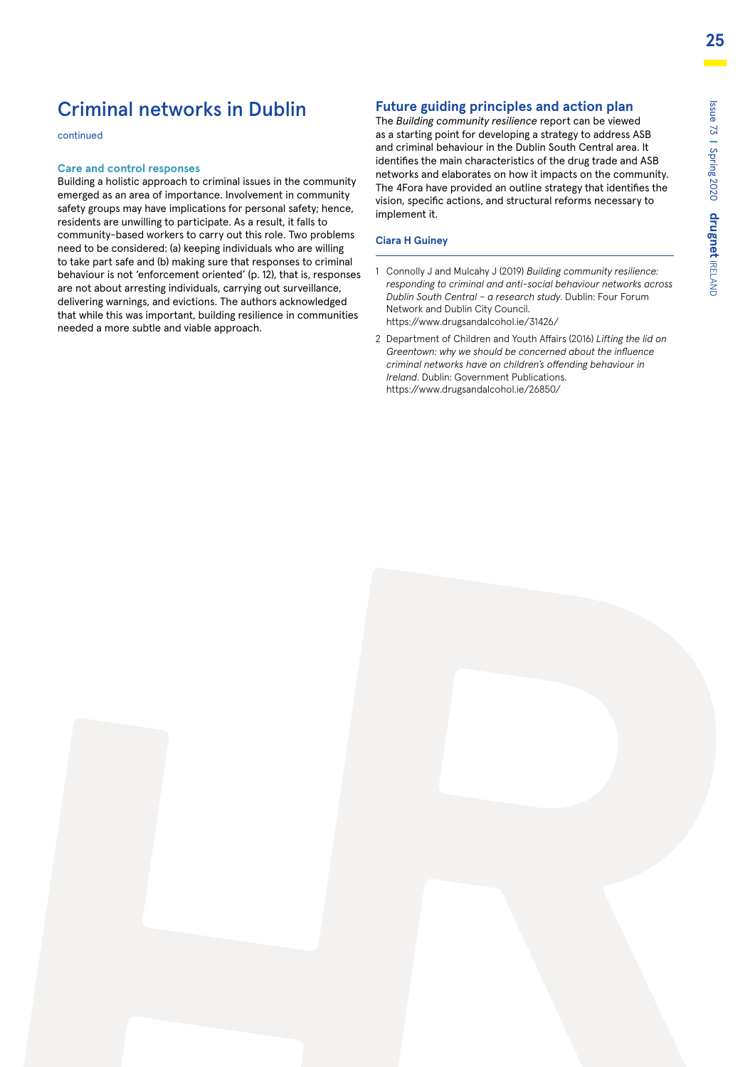## Criminal networks in Dublin

continued

### Care and control responses

Building a holistic approach to criminal issues in the community emerged as an area of importance. Involvement in community safety groups may have implications for personal safety; hence, residents are unwilling to participate. As a result, it falls to community-based workers to carry out this role. Two problems need to be considered: (a) keeping individuals who are willing to take part safe and (b) making sure that responses to criminal behaviour is not 'enforcement oriented' (p. 12), that is, responses are not about arresting individuals, carrying out surveillance, delivering warnings, and evictions. The authors acknowledged that while this was important, building resilience in communities needed a more subtle and viable approach.

### Future guiding principles and action plan

The *Building community resilience* report can be viewed as a starting point for developing a strategy to address ASB and criminal behaviour in the Dublin South Central area. It identifies the main characteristics of the drug trade and ASB networks and elaborates on how it impacts on the community. The 4Fora have provided an outline strategy that identifies the vision, specific actions, and structural reforms necessary to implement it.

**Ciara H Guiney**

---

1 Connolly J and Mulcahy J (2019) *Building community resilience: responding to criminal and anti-social behaviour networks across Dublin South Central – a research study*. Dublin: Four Forum Network and Dublin City Council. https://www.drugsandalcohol.ie/31426/

2 Department of Children and Youth Affairs (2016) *Lifting the lid on Greentown: why we should be concerned about the influence criminal networks have on children's offending behaviour in Ireland*. Dublin: Government Publications. https://www.drugsandalcohol.ie/26850/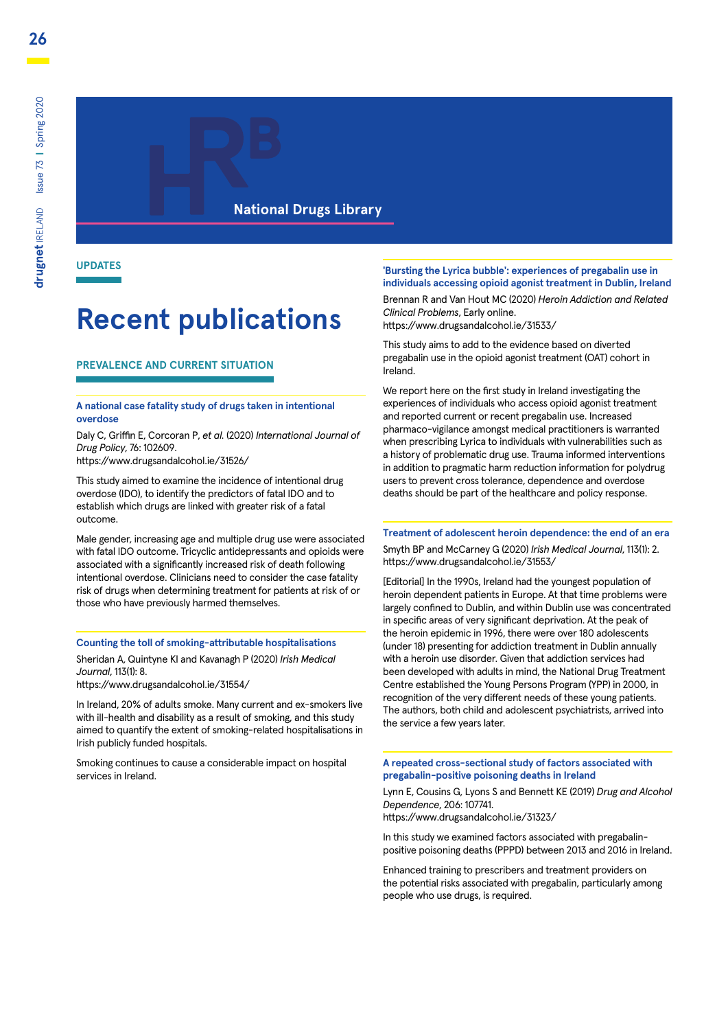National Drugs Library

UPDATES

# Recent publications

## PREVALENCE AND CURRENT SITUATION

### A national case fatality study of drugs taken in intentional overdose

Daly C, Griffin E, Corcoran P, *et al.* (2020) *International Journal of Drug Policy*, 76: 102609.
https://www.drugsandalcohol.ie/31526/

This study aimed to examine the incidence of intentional drug overdose (IDO), to identify the predictors of fatal IDO and to establish which drugs are linked with greater risk of a fatal outcome.

Male gender, increasing age and multiple drug use were associated with fatal IDO outcome. Tricyclic antidepressants and opioids were associated with a significantly increased risk of death following intentional overdose. Clinicians need to consider the case fatality risk of drugs when determining treatment for patients at risk of or those who have previously harmed themselves.

### Counting the toll of smoking-attributable hospitalisations

Sheridan A, Quintyne KI and Kavanagh P (2020) *Irish Medical Journal*, 113(1): 8.
https://www.drugsandalcohol.ie/31554/

In Ireland, 20% of adults smoke. Many current and ex-smokers live with ill-health and disability as a result of smoking, and this study aimed to quantify the extent of smoking-related hospitalisations in Irish publicly funded hospitals.

Smoking continues to cause a considerable impact on hospital services in Ireland.

### 'Bursting the Lyrica bubble': experiences of pregabalin use in individuals accessing opioid agonist treatment in Dublin, Ireland

Brennan R and Van Hout MC (2020) *Heroin Addiction and Related Clinical Problems*, Early online.
https://www.drugsandalcohol.ie/31533/

This study aims to add to the evidence based on diverted pregabalin use in the opioid agonist treatment (OAT) cohort in Ireland.

We report here on the first study in Ireland investigating the experiences of individuals who access opioid agonist treatment and reported current or recent pregabalin use. Increased pharmaco-vigilance amongst medical practitioners is warranted when prescribing Lyrica to individuals with vulnerabilities such as a history of problematic drug use. Trauma informed interventions in addition to pragmatic harm reduction information for polydrug users to prevent cross tolerance, dependence and overdose deaths should be part of the healthcare and policy response.

### Treatment of adolescent heroin dependence: the end of an era

Smyth BP and McCarney G (2020) *Irish Medical Journal*, 113(1): 2.
https://www.drugsandalcohol.ie/31553/

[Editorial] In the 1990s, Ireland had the youngest population of heroin dependent patients in Europe. At that time problems were largely confined to Dublin, and within Dublin use was concentrated in specific areas of very significant deprivation. At the peak of the heroin epidemic in 1996, there were over 180 adolescents (under 18) presenting for addiction treatment in Dublin annually with a heroin use disorder. Given that addiction services had been developed with adults in mind, the National Drug Treatment Centre established the Young Persons Program (YPP) in 2000, in recognition of the very different needs of these young patients. The authors, both child and adolescent psychiatrists, arrived into the service a few years later.

### A repeated cross-sectional study of factors associated with pregabalin-positive poisoning deaths in Ireland

Lynn E, Cousins G, Lyons S and Bennett KE (2019) *Drug and Alcohol Dependence*, 206: 107741.
https://www.drugsandalcohol.ie/31323/

In this study we examined factors associated with pregabalin-positive poisoning deaths (PPPD) between 2013 and 2016 in Ireland.

Enhanced training to prescribers and treatment providers on the potential risks associated with pregabalin, particularly among people who use drugs, is required.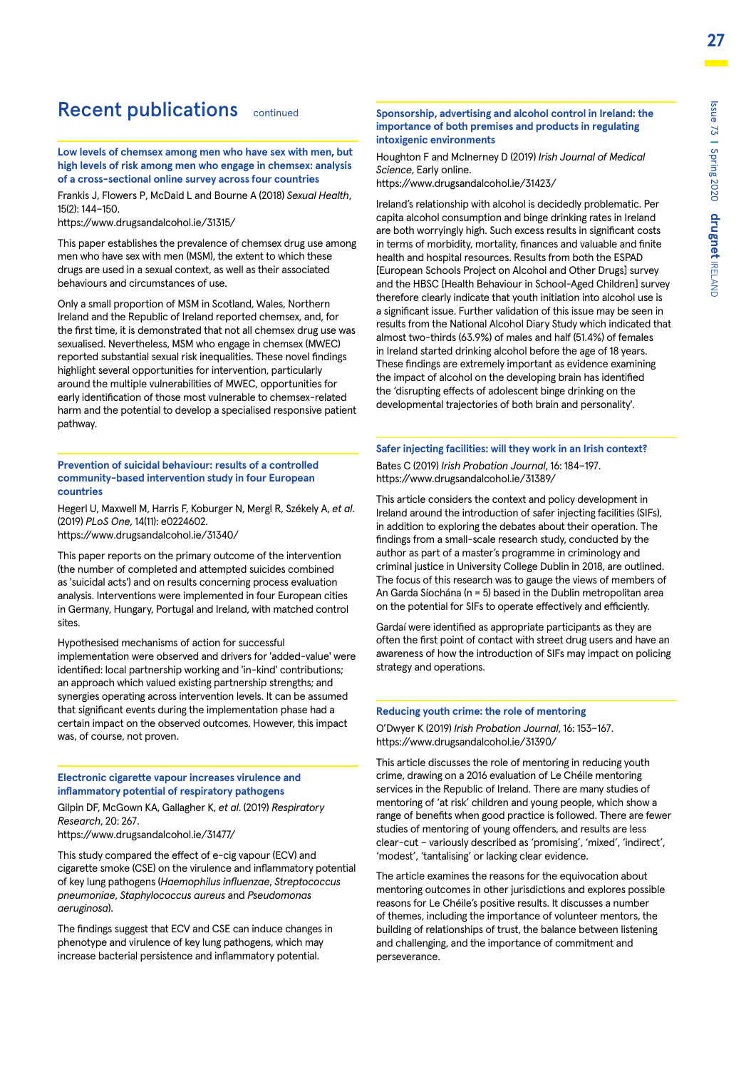# Recent publications continued

### Low levels of chemsex among men who have sex with men, but high levels of risk among men who engage in chemsex: analysis of a cross-sectional online survey across four countries

Frankis J, Flowers P, McDaid L and Bourne A (2018) *Sexual Health*, 15(2): 144–150.
https://www.drugsandalcohol.ie/31315/

This paper establishes the prevalence of chemsex drug use among men who have sex with men (MSM), the extent to which these drugs are used in a sexual context, as well as their associated behaviours and circumstances of use.

Only a small proportion of MSM in Scotland, Wales, Northern Ireland and the Republic of Ireland reported chemsex, and, for the first time, it is demonstrated that not all chemsex drug use was sexualised. Nevertheless, MSM who engage in chemsex (MWEC) reported substantial sexual risk inequalities. These novel findings highlight several opportunities for intervention, particularly around the multiple vulnerabilities of MWEC, opportunities for early identification of those most vulnerable to chemsex-related harm and the potential to develop a specialised responsive patient pathway.

### Prevention of suicidal behaviour: results of a controlled community-based intervention study in four European countries

Hegerl U, Maxwell M, Harris F, Koburger N, Mergl R, Székely A, *et al.* (2019) *PLoS One*, 14(11): e0224602.
https://www.drugsandalcohol.ie/31340/

This paper reports on the primary outcome of the intervention (the number of completed and attempted suicides combined as 'suicidal acts') and on results concerning process evaluation analysis. Interventions were implemented in four European cities in Germany, Hungary, Portugal and Ireland, with matched control sites.

Hypothesised mechanisms of action for successful implementation were observed and drivers for 'added-value' were identified: local partnership working and 'in-kind' contributions; an approach which valued existing partnership strengths; and synergies operating across intervention levels. It can be assumed that significant events during the implementation phase had a certain impact on the observed outcomes. However, this impact was, of course, not proven.

### Electronic cigarette vapour increases virulence and inflammatory potential of respiratory pathogens

Gilpin DF, McGown KA, Gallagher K, *et al.* (2019) *Respiratory Research*, 20: 267.
https://www.drugsandalcohol.ie/31477/

This study compared the effect of e-cig vapour (ECV) and cigarette smoke (CSE) on the virulence and inflammatory potential of key lung pathogens (*Haemophilus influenzae*, *Streptococcus pneumoniae*, *Staphylococcus aureus* and *Pseudomonas aeruginosa*).

The findings suggest that ECV and CSE can induce changes in phenotype and virulence of key lung pathogens, which may increase bacterial persistence and inflammatory potential.

### Sponsorship, advertising and alcohol control in Ireland: the importance of both premises and products in regulating intoxigenic environments

Houghton F and McInerney D (2019) *Irish Journal of Medical Science*, Early online.
https://www.drugsandalcohol.ie/31423/

Ireland's relationship with alcohol is decidedly problematic. Per capita alcohol consumption and binge drinking rates in Ireland are both worryingly high. Such excess results in significant costs in terms of morbidity, mortality, finances and valuable and finite health and hospital resources. Results from both the ESPAD [European Schools Project on Alcohol and Other Drugs] survey and the HBSC [Health Behaviour in School-Aged Children] survey therefore clearly indicate that youth initiation into alcohol use is a significant issue. Further validation of this issue may be seen in results from the National Alcohol Diary Study which indicated that almost two-thirds (63.9%) of males and half (51.4%) of females in Ireland started drinking alcohol before the age of 18 years. These findings are extremely important as evidence examining the impact of alcohol on the developing brain has identified the 'disrupting effects of adolescent binge drinking on the developmental trajectories of both brain and personality'.

### Safer injecting facilities: will they work in an Irish context?

Bates C (2019) *Irish Probation Journal*, 16: 184–197.
https://www.drugsandalcohol.ie/31389/

This article considers the context and policy development in Ireland around the introduction of safer injecting facilities (SIFs), in addition to exploring the debates about their operation. The findings from a small-scale research study, conducted by the author as part of a master's programme in criminology and criminal justice in University College Dublin in 2018, are outlined. The focus of this research was to gauge the views of members of An Garda Síochána (n = 5) based in the Dublin metropolitan area on the potential for SIFs to operate effectively and efficiently.

Gardaí were identified as appropriate participants as they are often the first point of contact with street drug users and have an awareness of how the introduction of SIFs may impact on policing strategy and operations.

### Reducing youth crime: the role of mentoring

O'Dwyer K (2019) *Irish Probation Journal*, 16: 153–167.
https://www.drugsandalcohol.ie/31390/

This article discusses the role of mentoring in reducing youth crime, drawing on a 2016 evaluation of Le Chéile mentoring services in the Republic of Ireland. There are many studies of mentoring of 'at risk' children and young people, which show a range of benefits when good practice is followed. There are fewer studies of mentoring of young offenders, and results are less clear-cut – variously described as 'promising', 'mixed', 'indirect', 'modest', 'tantalising' or lacking clear evidence.

The article examines the reasons for the equivocation about mentoring outcomes in other jurisdictions and explores possible reasons for Le Chéile's positive results. It discusses a number of themes, including the importance of volunteer mentors, the building of relationships of trust, the balance between listening and challenging, and the importance of commitment and perseverance.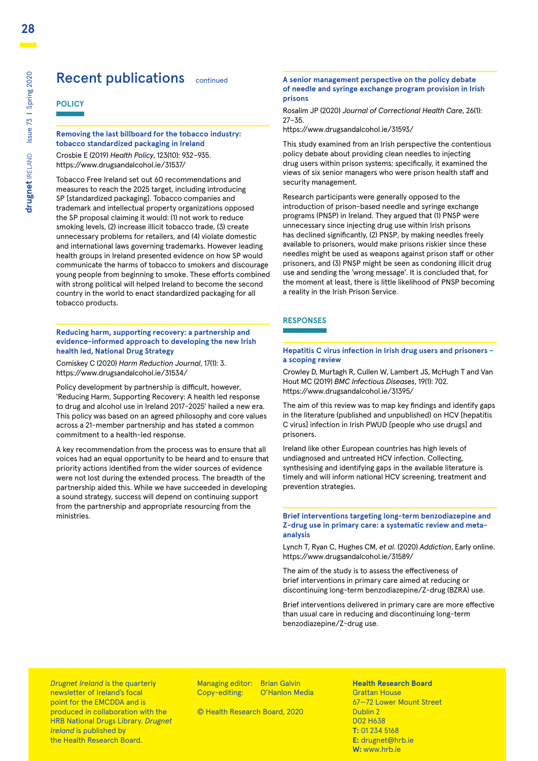# Recent publications continued

## POLICY

### Removing the last billboard for the tobacco industry: tobacco standardized packaging in Ireland

Crosbie E (2019) *Health Policy*, 123(10): 932–935.
https://www.drugsandalcohol.ie/31537/

Tobacco Free Ireland set out 60 recommendations and measures to reach the 2025 target, including introducing SP [standardized packaging]. Tobacco companies and trademark and intellectual property organizations opposed the SP proposal claiming it would: (1) not work to reduce smoking levels, (2) increase illicit tobacco trade, (3) create unnecessary problems for retailers, and (4) violate domestic and international laws governing trademarks. However leading health groups in Ireland presented evidence on how SP would communicate the harms of tobacco to smokers and discourage young people from beginning to smoke. These efforts combined with strong political will helped Ireland to become the second country in the world to enact standardized packaging for all tobacco products.

### Reducing harm, supporting recovery: a partnership and evidence-informed approach to developing the new Irish health led, National Drug Strategy

Comiskey C (2020) *Harm Reduction Journal*, 17(1): 3.
https://www.drugsandalcohol.ie/31534/

Policy development by partnership is difficult, however, 'Reducing Harm, Supporting Recovery: A health led response to drug and alcohol use in Ireland 2017-2025' hailed a new era. This policy was based on an agreed philosophy and core values across a 21-member partnership and has stated a common commitment to a health-led response.

A key recommendation from the process was to ensure that all voices had an equal opportunity to be heard and to ensure that priority actions identified from the wider sources of evidence were not lost during the extended process. The breadth of the partnership aided this. While we have succeeded in developing a sound strategy, success will depend on continuing support from the partnership and appropriate resourcing from the ministries.

### A senior management perspective on the policy debate of needle and syringe exchange program provision in Irish prisons

Rosalim JP (2020) *Journal of Correctional Health Care*, 26(1): 27–35.
https://www.drugsandalcohol.ie/31593/

This study examined from an Irish perspective the contentious policy debate about providing clean needles to injecting drug users within prison systems; specifically, it examined the views of six senior managers who were prison health staff and security management.

Research participants were generally opposed to the introduction of prison-based needle and syringe exchange programs (PNSP) in Ireland. They argued that (1) PNSP were unnecessary since injecting drug use within Irish prisons has declined significantly, (2) PNSP, by making needles freely available to prisoners, would make prisons riskier since these needles might be used as weapons against prison staff or other prisoners, and (3) PNSP might be seen as condoning illicit drug use and sending the 'wrong message'. It is concluded that, for the moment at least, there is little likelihood of PNSP becoming a reality in the Irish Prison Service.

## RESPONSES

### Hepatitis C virus infection in Irish drug users and prisoners – a scoping review

Crowley D, Murtagh R, Cullen W, Lambert JS, McHugh T and Van Hout MC (2019) *BMC Infectious Diseases*, 19(1): 702.
https://www.drugsandalcohol.ie/31395/

The aim of this review was to map key findings and identify gaps in the literature (published and unpublished) on HCV [hepatitis C virus] infection in Irish PWUD [people who use drugs] and prisoners.

Ireland like other European countries has high levels of undiagnosed and untreated HCV infection. Collecting, synthesising and identifying gaps in the available literature is timely and will inform national HCV screening, treatment and prevention strategies.

### Brief interventions targeting long-term benzodiazepine and Z-drug use in primary care: a systematic review and meta-analysis

Lynch T, Ryan C, Hughes CM, *et al*. (2020) *Addiction*, Early online.
https://www.drugsandalcohol.ie/31589/

The aim of the study is to assess the effectiveness of brief interventions in primary care aimed at reducing or discontinuing long-term benzodiazepine/Z-drug (BZRA) use.

Brief interventions delivered in primary care are more effective than usual care in reducing and discontinuing long-term benzodiazepine/Z-drug use.

---

*Drugnet Ireland* is the quarterly newsletter of Ireland's focal point for the EMCDDA and is produced in collaboration with the HRB National Drugs Library. *Drugnet Ireland* is published by the Health Research Board.

Managing editor: Brian Galvin
Copy-editing: O'Hanlon Media

© Health Research Board, 2020

**Health Research Board**
Grattan House
67—72 Lower Mount Street
Dublin 2
D02 H638
**T:** 01 234 5168
**E:** drugnet@hrb.ie
**W:** www.hrb.ie